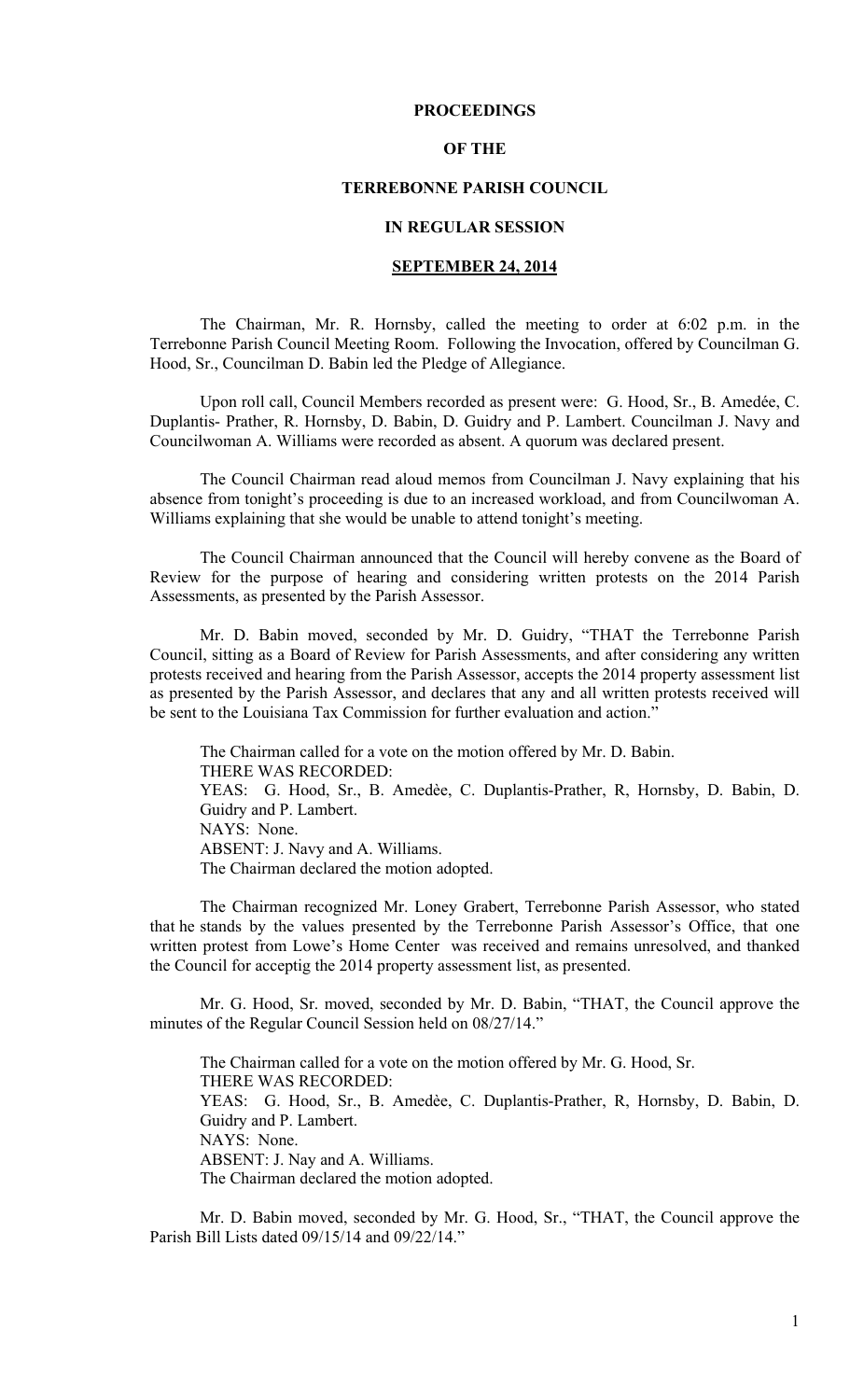**PROCEEDINGS**

**OF THE**

**TERREBONNE PARISH COUNCIL**

**IN REGULAR SESSION**

**SEPTEMBER 24, 2014**

The Chairman, Mr. R. Hornsby, called the meeting to order at 6:02 p.m. in the Terrebonne Parish Council Meeting Room. Following the Invocation, offered by Councilman G. Hood, Sr., Councilman D. Babin led the Pledge of Allegiance.

Upon roll call, Council Members recorded as present were: G. Hood, Sr., B. Amedée, C. Duplantis- Prather, R. Hornsby, D. Babin, D. Guidry and P. Lambert. Councilman J. Navy and Councilwoman A. Williams were recorded as absent. A quorum was declared present.

The Council Chairman read aloud memos from Councilman J. Navy explaining that his absence from tonight's proceeding is due to an increased workload, and from Councilwoman A. Williams explaining that she would be unable to attend tonight's meeting.

The Council Chairman announced that the Council will hereby convene as the Board of Review for the purpose of hearing and considering written protests on the 2014 Parish Assessments, as presented by the Parish Assessor.

Mr. D. Babin moved, seconded by Mr. D. Guidry, "THAT the Terrebonne Parish Council, sitting as a Board of Review for Parish Assessments, and after considering any written protests received and hearing from the Parish Assessor, accepts the 2014 property assessment list as presented by the Parish Assessor, and declares that any and all written protests received will be sent to the Louisiana Tax Commission for further evaluation and action."

The Chairman called for a vote on the motion offered by Mr. D. Babin.
THERE WAS RECORDED:
YEAS: G. Hood, Sr., B. Amedèe, C. Duplantis-Prather, R, Hornsby, D. Babin, D. Guidry and P. Lambert.
NAYS: None.
ABSENT: J. Navy and A. Williams.
The Chairman declared the motion adopted.

The Chairman recognized Mr. Loney Grabert, Terrebonne Parish Assessor, who stated that he stands by the values presented by the Terrebonne Parish Assessor's Office, that one written protest from Lowe's Home Center was received and remains unresolved, and thanked the Council for acceptig the 2014 property assessment list, as presented.

Mr. G. Hood, Sr. moved, seconded by Mr. D. Babin, "THAT, the Council approve the minutes of the Regular Council Session held on 08/27/14."

The Chairman called for a vote on the motion offered by Mr. G. Hood, Sr.
THERE WAS RECORDED:
YEAS: G. Hood, Sr., B. Amedèe, C. Duplantis-Prather, R, Hornsby, D. Babin, D. Guidry and P. Lambert.
NAYS: None.
ABSENT: J. Nay and A. Williams.
The Chairman declared the motion adopted.

Mr. D. Babin moved, seconded by Mr. G. Hood, Sr., "THAT, the Council approve the Parish Bill Lists dated 09/15/14 and 09/22/14."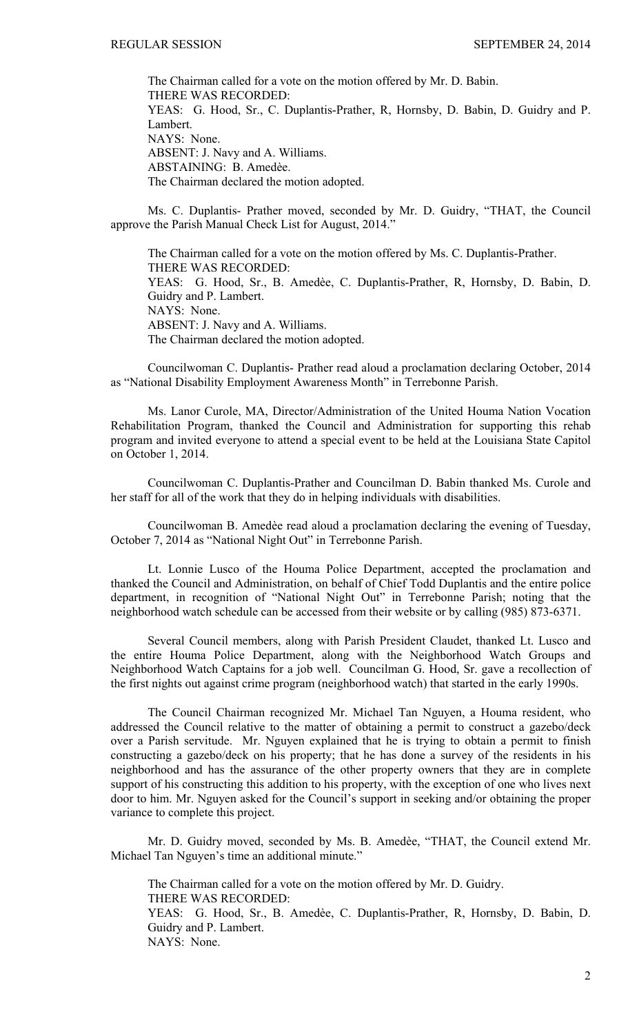The Chairman called for a vote on the motion offered by Mr. D. Babin.
THERE WAS RECORDED:
YEAS: G. Hood, Sr., C. Duplantis-Prather, R, Hornsby, D. Babin, D. Guidry and P. Lambert.
NAYS: None.
ABSENT: J. Navy and A. Williams.
ABSTAINING: B. Amedèe.
The Chairman declared the motion adopted.

Ms. C. Duplantis- Prather moved, seconded by Mr. D. Guidry, "THAT, the Council approve the Parish Manual Check List for August, 2014."

The Chairman called for a vote on the motion offered by Ms. C. Duplantis-Prather.
THERE WAS RECORDED:
YEAS: G. Hood, Sr., B. Amedèe, C. Duplantis-Prather, R, Hornsby, D. Babin, D. Guidry and P. Lambert.
NAYS: None.
ABSENT: J. Navy and A. Williams.
The Chairman declared the motion adopted.

Councilwoman C. Duplantis- Prather read aloud a proclamation declaring October, 2014 as "National Disability Employment Awareness Month" in Terrebonne Parish.

Ms. Lanor Curole, MA, Director/Administration of the United Houma Nation Vocation Rehabilitation Program, thanked the Council and Administration for supporting this rehab program and invited everyone to attend a special event to be held at the Louisiana State Capitol on October 1, 2014.

Councilwoman C. Duplantis-Prather and Councilman D. Babin thanked Ms. Curole and her staff for all of the work that they do in helping individuals with disabilities.

Councilwoman B. Amedèe read aloud a proclamation declaring the evening of Tuesday, October 7, 2014 as "National Night Out" in Terrebonne Parish.

Lt. Lonnie Lusco of the Houma Police Department, accepted the proclamation and thanked the Council and Administration, on behalf of Chief Todd Duplantis and the entire police department, in recognition of "National Night Out" in Terrebonne Parish; noting that the neighborhood watch schedule can be accessed from their website or by calling (985) 873-6371.

Several Council members, along with Parish President Claudet, thanked Lt. Lusco and the entire Houma Police Department, along with the Neighborhood Watch Groups and Neighborhood Watch Captains for a job well. Councilman G. Hood, Sr. gave a recollection of the first nights out against crime program (neighborhood watch) that started in the early 1990s.

The Council Chairman recognized Mr. Michael Tan Nguyen, a Houma resident, who addressed the Council relative to the matter of obtaining a permit to construct a gazebo/deck over a Parish servitude. Mr. Nguyen explained that he is trying to obtain a permit to finish constructing a gazebo/deck on his property; that he has done a survey of the residents in his neighborhood and has the assurance of the other property owners that they are in complete support of his constructing this addition to his property, with the exception of one who lives next door to him. Mr. Nguyen asked for the Council's support in seeking and/or obtaining the proper variance to complete this project.

Mr. D. Guidry moved, seconded by Ms. B. Amedèe, "THAT, the Council extend Mr. Michael Tan Nguyen's time an additional minute."

The Chairman called for a vote on the motion offered by Mr. D. Guidry.
THERE WAS RECORDED:
YEAS: G. Hood, Sr., B. Amedèe, C. Duplantis-Prather, R, Hornsby, D. Babin, D. Guidry and P. Lambert.
NAYS: None.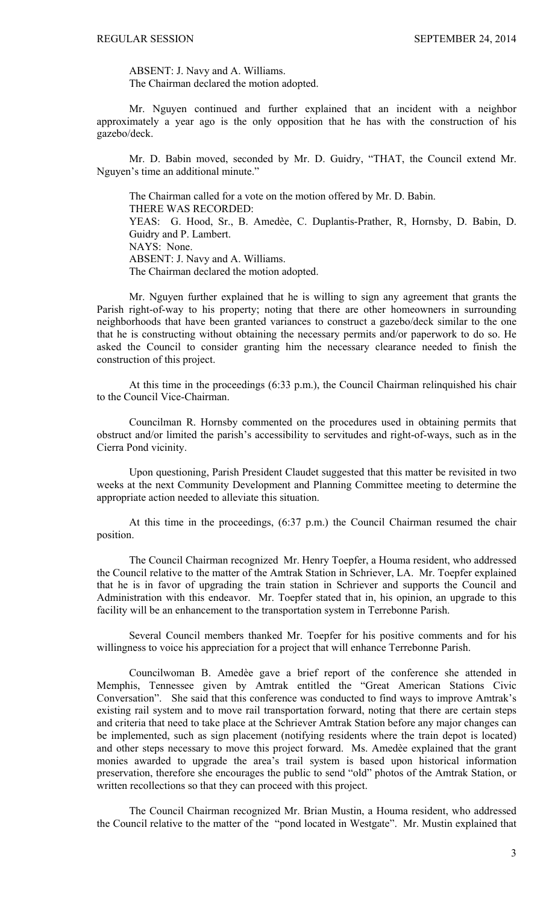ABSENT: J. Navy and A. Williams.
The Chairman declared the motion adopted.

Mr. Nguyen continued and further explained that an incident with a neighbor approximately a year ago is the only opposition that he has with the construction of his gazebo/deck.

Mr. D. Babin moved, seconded by Mr. D. Guidry, "THAT, the Council extend Mr. Nguyen's time an additional minute."

The Chairman called for a vote on the motion offered by Mr. D. Babin.
THERE WAS RECORDED:
YEAS: G. Hood, Sr., B. Amedèe, C. Duplantis-Prather, R, Hornsby, D. Babin, D. Guidry and P. Lambert.
NAYS: None.
ABSENT: J. Navy and A. Williams.
The Chairman declared the motion adopted.

Mr. Nguyen further explained that he is willing to sign any agreement that grants the Parish right-of-way to his property; noting that there are other homeowners in surrounding neighborhoods that have been granted variances to construct a gazebo/deck similar to the one that he is constructing without obtaining the necessary permits and/or paperwork to do so. He asked the Council to consider granting him the necessary clearance needed to finish the construction of this project.

At this time in the proceedings (6:33 p.m.), the Council Chairman relinquished his chair to the Council Vice-Chairman.

Councilman R. Hornsby commented on the procedures used in obtaining permits that obstruct and/or limited the parish's accessibility to servitudes and right-of-ways, such as in the Cierra Pond vicinity.

Upon questioning, Parish President Claudet suggested that this matter be revisited in two weeks at the next Community Development and Planning Committee meeting to determine the appropriate action needed to alleviate this situation.

At this time in the proceedings, (6:37 p.m.) the Council Chairman resumed the chair position.

The Council Chairman recognized Mr. Henry Toepfer, a Houma resident, who addressed the Council relative to the matter of the Amtrak Station in Schriever, LA. Mr. Toepfer explained that he is in favor of upgrading the train station in Schriever and supports the Council and Administration with this endeavor. Mr. Toepfer stated that in, his opinion, an upgrade to this facility will be an enhancement to the transportation system in Terrebonne Parish.

Several Council members thanked Mr. Toepfer for his positive comments and for his willingness to voice his appreciation for a project that will enhance Terrebonne Parish.

Councilwoman B. Amedèe gave a brief report of the conference she attended in Memphis, Tennessee given by Amtrak entitled the "Great American Stations Civic Conversation". She said that this conference was conducted to find ways to improve Amtrak's existing rail system and to move rail transportation forward, noting that there are certain steps and criteria that need to take place at the Schriever Amtrak Station before any major changes can be implemented, such as sign placement (notifying residents where the train depot is located) and other steps necessary to move this project forward. Ms. Amedèe explained that the grant monies awarded to upgrade the area's trail system is based upon historical information preservation, therefore she encourages the public to send "old" photos of the Amtrak Station, or written recollections so that they can proceed with this project.

The Council Chairman recognized Mr. Brian Mustin, a Houma resident, who addressed the Council relative to the matter of the "pond located in Westgate". Mr. Mustin explained that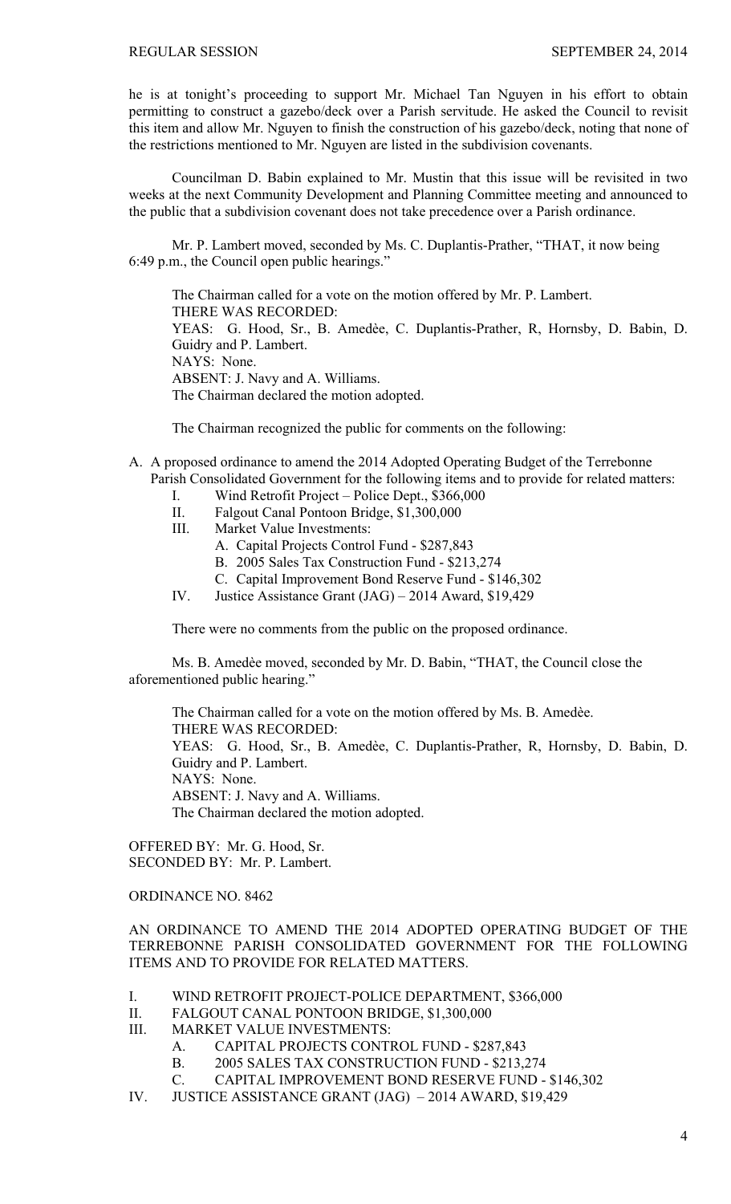he is at tonight's proceeding to support Mr. Michael Tan Nguyen in his effort to obtain permitting to construct a gazebo/deck over a Parish servitude. He asked the Council to revisit this item and allow Mr. Nguyen to finish the construction of his gazebo/deck, noting that none of the restrictions mentioned to Mr. Nguyen are listed in the subdivision covenants.

Councilman D. Babin explained to Mr. Mustin that this issue will be revisited in two weeks at the next Community Development and Planning Committee meeting and announced to the public that a subdivision covenant does not take precedence over a Parish ordinance.

Mr. P. Lambert moved, seconded by Ms. C. Duplantis-Prather, "THAT, it now being 6:49 p.m., the Council open public hearings."

The Chairman called for a vote on the motion offered by Mr. P. Lambert.
THERE WAS RECORDED:
YEAS: G. Hood, Sr., B. Amedèe, C. Duplantis-Prather, R, Hornsby, D. Babin, D. Guidry and P. Lambert.
NAYS: None.
ABSENT: J. Navy and A. Williams.
The Chairman declared the motion adopted.

The Chairman recognized the public for comments on the following:

A. A proposed ordinance to amend the 2014 Adopted Operating Budget of the Terrebonne Parish Consolidated Government for the following items and to provide for related matters:
   - I. Wind Retrofit Project – Police Dept., $366,000
   - II. Falgout Canal Pontoon Bridge, $1,300,000
   - III. Market Value Investments:
     - A. Capital Projects Control Fund - $287,843
     - B. 2005 Sales Tax Construction Fund - $213,274
     - C. Capital Improvement Bond Reserve Fund - $146,302
   - IV. Justice Assistance Grant (JAG) – 2014 Award, $19,429

There were no comments from the public on the proposed ordinance.

Ms. B. Amedèe moved, seconded by Mr. D. Babin, "THAT, the Council close the aforementioned public hearing."

The Chairman called for a vote on the motion offered by Ms. B. Amedèe.
THERE WAS RECORDED:
YEAS: G. Hood, Sr., B. Amedèe, C. Duplantis-Prather, R, Hornsby, D. Babin, D. Guidry and P. Lambert.
NAYS: None.
ABSENT: J. Navy and A. Williams.
The Chairman declared the motion adopted.

OFFERED BY: Mr. G. Hood, Sr.
SECONDED BY: Mr. P. Lambert.

ORDINANCE NO. 8462

AN ORDINANCE TO AMEND THE 2014 ADOPTED OPERATING BUDGET OF THE TERREBONNE PARISH CONSOLIDATED GOVERNMENT FOR THE FOLLOWING ITEMS AND TO PROVIDE FOR RELATED MATTERS.

- I. WIND RETROFIT PROJECT-POLICE DEPARTMENT, $366,000
- II. FALGOUT CANAL PONTOON BRIDGE, $1,300,000
- III. MARKET VALUE INVESTMENTS:
  - A. CAPITAL PROJECTS CONTROL FUND - $287,843
  - B. 2005 SALES TAX CONSTRUCTION FUND - $213,274
  - C. CAPITAL IMPROVEMENT BOND RESERVE FUND - $146,302
- IV. JUSTICE ASSISTANCE GRANT (JAG) – 2014 AWARD, $19,429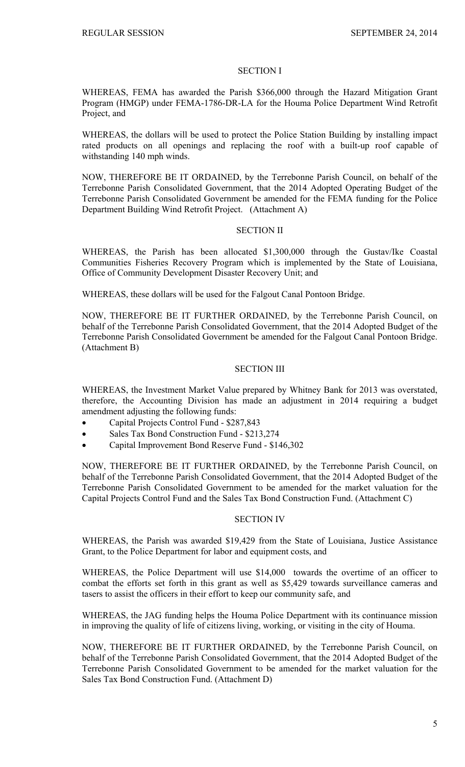## SECTION I

WHEREAS, FEMA has awarded the Parish $366,000 through the Hazard Mitigation Grant Program (HMGP) under FEMA-1786-DR-LA for the Houma Police Department Wind Retrofit Project, and

WHEREAS, the dollars will be used to protect the Police Station Building by installing impact rated products on all openings and replacing the roof with a built-up roof capable of withstanding 140 mph winds.

NOW, THEREFORE BE IT ORDAINED, by the Terrebonne Parish Council, on behalf of the Terrebonne Parish Consolidated Government, that the 2014 Adopted Operating Budget of the Terrebonne Parish Consolidated Government be amended for the FEMA funding for the Police Department Building Wind Retrofit Project. (Attachment A)

## SECTION II

WHEREAS, the Parish has been allocated $1,300,000 through the Gustav/Ike Coastal Communities Fisheries Recovery Program which is implemented by the State of Louisiana, Office of Community Development Disaster Recovery Unit; and

WHEREAS, these dollars will be used for the Falgout Canal Pontoon Bridge.

NOW, THEREFORE BE IT FURTHER ORDAINED, by the Terrebonne Parish Council, on behalf of the Terrebonne Parish Consolidated Government, that the 2014 Adopted Budget of the Terrebonne Parish Consolidated Government be amended for the Falgout Canal Pontoon Bridge. (Attachment B)

## SECTION III

WHEREAS, the Investment Market Value prepared by Whitney Bank for 2013 was overstated, therefore, the Accounting Division has made an adjustment in 2014 requiring a budget amendment adjusting the following funds:

- Capital Projects Control Fund - $287,843
- Sales Tax Bond Construction Fund - $213,274
- Capital Improvement Bond Reserve Fund - $146,302

NOW, THEREFORE BE IT FURTHER ORDAINED, by the Terrebonne Parish Council, on behalf of the Terrebonne Parish Consolidated Government, that the 2014 Adopted Budget of the Terrebonne Parish Consolidated Government to be amended for the market valuation for the Capital Projects Control Fund and the Sales Tax Bond Construction Fund. (Attachment C)

## SECTION IV

WHEREAS, the Parish was awarded $19,429 from the State of Louisiana, Justice Assistance Grant, to the Police Department for labor and equipment costs, and

WHEREAS, the Police Department will use $14,000 towards the overtime of an officer to combat the efforts set forth in this grant as well as $5,429 towards surveillance cameras and tasers to assist the officers in their effort to keep our community safe, and

WHEREAS, the JAG funding helps the Houma Police Department with its continuance mission in improving the quality of life of citizens living, working, or visiting in the city of Houma.

NOW, THEREFORE BE IT FURTHER ORDAINED, by the Terrebonne Parish Council, on behalf of the Terrebonne Parish Consolidated Government, that the 2014 Adopted Budget of the Terrebonne Parish Consolidated Government to be amended for the market valuation for the Sales Tax Bond Construction Fund. (Attachment D)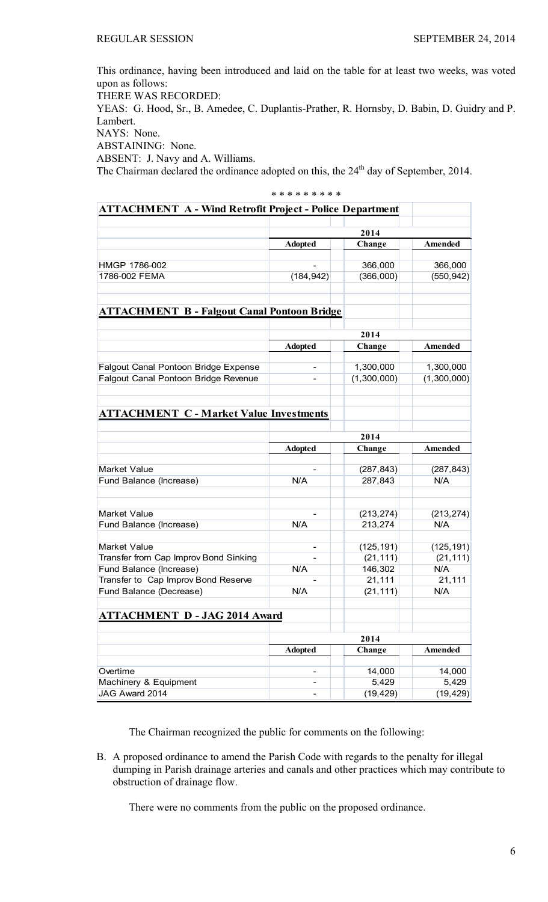This ordinance, having been introduced and laid on the table for at least two weeks, was voted upon as follows:

THERE WAS RECORDED:

YEAS: G. Hood, Sr., B. Amedee, C. Duplantis-Prather, R. Hornsby, D. Babin, D. Guidry and P. Lambert.

NAYS: None.

ABSTAINING: None.

ABSENT: J. Navy and A. Williams.

The Chairman declared the ordinance adopted on this, the 24th day of September, 2014.

\* \* \* \* \* \* \* \* \*

**ATTACHMENT A - Wind Retrofit Project - Police Department**

| | 2014 | | |
|---|---|---|---|
| | **Adopted** | **Change** | **Amended** |
| HMGP 1786-002 | - | 366,000 | 366,000 |
| 1786-002 FEMA | (184,942) | (366,000) | (550,942) |

**ATTACHMENT B - Falgout Canal Pontoon Bridge**

| | 2014 | | |
|---|---|---|---|
| | **Adopted** | **Change** | **Amended** |
| Falgout Canal Pontoon Bridge Expense | - | 1,300,000 | 1,300,000 |
| Falgout Canal Pontoon Bridge Revenue | - | (1,300,000) | (1,300,000) |

**ATTACHMENT C - Market Value Investments**

| | 2014 | | |
|---|---|---|---|
| | **Adopted** | **Change** | **Amended** |
| Market Value | - | (287,843) | (287,843) |
| Fund Balance (Increase) | N/A | 287,843 | N/A |
| | | | |
| Market Value | - | (213,274) | (213,274) |
| Fund Balance (Increase) | N/A | 213,274 | N/A |
| | | | |
| Market Value | - | (125,191) | (125,191) |
| Transfer from Cap Improv Bond Sinking | - | (21,111) | (21,111) |
| Fund Balance (Increase) | N/A | 146,302 | N/A |
| Transfer to Cap Improv Bond Reserve | - | 21,111 | 21,111 |
| Fund Balance (Decrease) | N/A | (21,111) | N/A |

**ATTACHMENT D - JAG 2014 Award**

| | 2014 | | |
|---|---|---|---|
| | **Adopted** | **Change** | **Amended** |
| Overtime | - | 14,000 | 14,000 |
| Machinery & Equipment | - | 5,429 | 5,429 |
| JAG Award 2014 | - | (19,429) | (19,429) |

The Chairman recognized the public for comments on the following:

B. A proposed ordinance to amend the Parish Code with regards to the penalty for illegal dumping in Parish drainage arteries and canals and other practices which may contribute to obstruction of drainage flow.

There were no comments from the public on the proposed ordinance.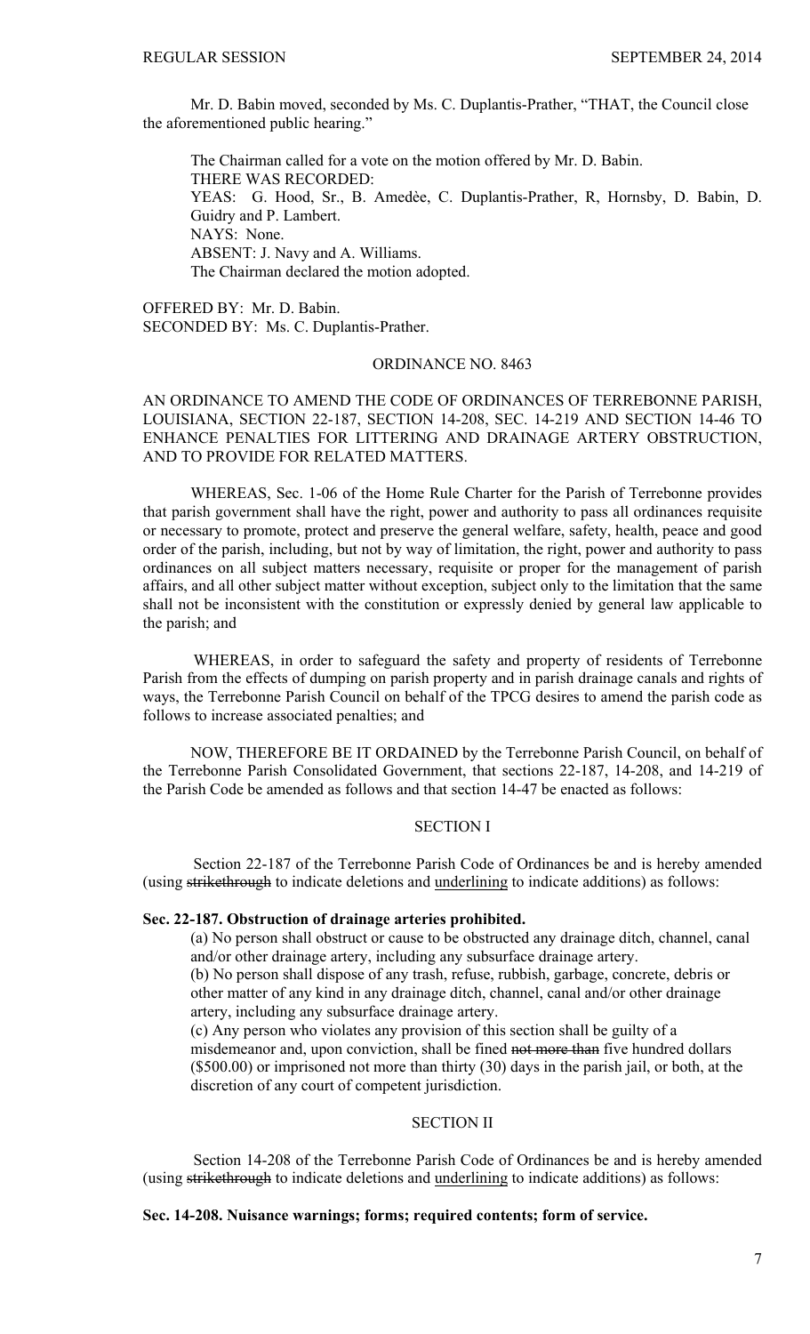Mr. D. Babin moved, seconded by Ms. C. Duplantis-Prather, "THAT, the Council close the aforementioned public hearing."

The Chairman called for a vote on the motion offered by Mr. D. Babin.
THERE WAS RECORDED:
YEAS: G. Hood, Sr., B. Amedèe, C. Duplantis-Prather, R, Hornsby, D. Babin, D. Guidry and P. Lambert.
NAYS: None.
ABSENT: J. Navy and A. Williams.
The Chairman declared the motion adopted.

OFFERED BY: Mr. D. Babin.
SECONDED BY: Ms. C. Duplantis-Prather.

ORDINANCE NO. 8463

AN ORDINANCE TO AMEND THE CODE OF ORDINANCES OF TERREBONNE PARISH, LOUISIANA, SECTION 22-187, SECTION 14-208, SEC. 14-219 AND SECTION 14-46 TO ENHANCE PENALTIES FOR LITTERING AND DRAINAGE ARTERY OBSTRUCTION, AND TO PROVIDE FOR RELATED MATTERS.

WHEREAS, Sec. 1-06 of the Home Rule Charter for the Parish of Terrebonne provides that parish government shall have the right, power and authority to pass all ordinances requisite or necessary to promote, protect and preserve the general welfare, safety, health, peace and good order of the parish, including, but not by way of limitation, the right, power and authority to pass ordinances on all subject matters necessary, requisite or proper for the management of parish affairs, and all other subject matter without exception, subject only to the limitation that the same shall not be inconsistent with the constitution or expressly denied by general law applicable to the parish; and

WHEREAS, in order to safeguard the safety and property of residents of Terrebonne Parish from the effects of dumping on parish property and in parish drainage canals and rights of ways, the Terrebonne Parish Council on behalf of the TPCG desires to amend the parish code as follows to increase associated penalties; and

NOW, THEREFORE BE IT ORDAINED by the Terrebonne Parish Council, on behalf of the Terrebonne Parish Consolidated Government, that sections 22-187, 14-208, and 14-219 of the Parish Code be amended as follows and that section 14-47 be enacted as follows:

SECTION I

Section 22-187 of the Terrebonne Parish Code of Ordinances be and is hereby amended (using ~~strikethrough~~ to indicate deletions and <u>underlining</u> to indicate additions) as follows:

**Sec. 22-187. Obstruction of drainage arteries prohibited.**

(a) No person shall obstruct or cause to be obstructed any drainage ditch, channel, canal and/or other drainage artery, including any subsurface drainage artery.

(b) No person shall dispose of any trash, refuse, rubbish, garbage, concrete, debris or other matter of any kind in any drainage ditch, channel, canal and/or other drainage artery, including any subsurface drainage artery.

(c) Any person who violates any provision of this section shall be guilty of a misdemeanor and, upon conviction, shall be fined ~~not more than~~ five hundred dollars ($500.00) or imprisoned not more than thirty (30) days in the parish jail, or both, at the discretion of any court of competent jurisdiction.

SECTION II

Section 14-208 of the Terrebonne Parish Code of Ordinances be and is hereby amended (using ~~strikethrough~~ to indicate deletions and <u>underlining</u> to indicate additions) as follows:

**Sec. 14-208. Nuisance warnings; forms; required contents; form of service.**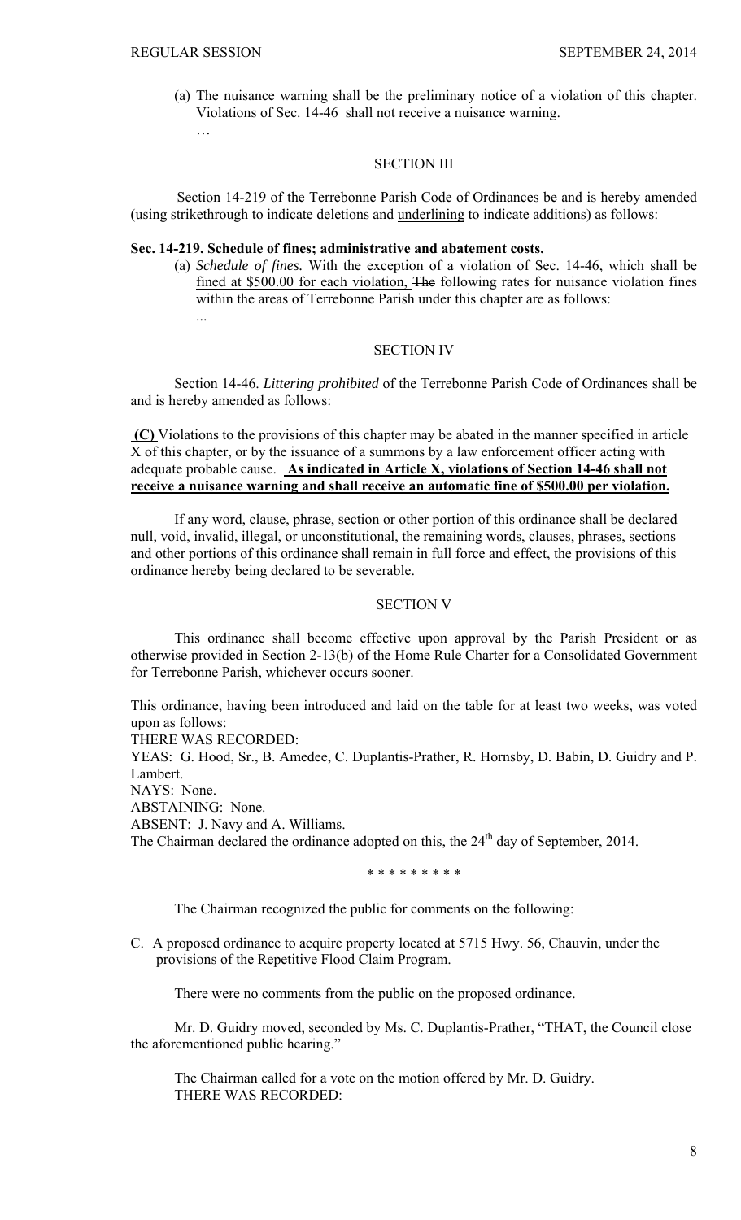(a) The nuisance warning shall be the preliminary notice of a violation of this chapter. <u>Violations of Sec. 14-46 shall not receive a nuisance warning.</u>

…

SECTION III

Section 14-219 of the Terrebonne Parish Code of Ordinances be and is hereby amended (using ~~strikethrough~~ to indicate deletions and <u>underlining</u> to indicate additions) as follows:

**Sec. 14-219. Schedule of fines; administrative and abatement costs.**

(a) *Schedule of fines.* <u>With the exception of a violation of Sec. 14-46, which shall be fined at $500.00 for each violation,</u> ~~The~~ following rates for nuisance violation fines within the areas of Terrebonne Parish under this chapter are as follows:

...

SECTION IV

Section 14-46. *Littering prohibited* of the Terrebonne Parish Code of Ordinances shall be and is hereby amended as follows:

**<u>(C)</u>** Violations to the provisions of this chapter may be abated in the manner specified in article X of this chapter, or by the issuance of a summons by a law enforcement officer acting with adequate probable cause. **<u>As indicated in Article X, violations of Section 14-46 shall not receive a nuisance warning and shall receive an automatic fine of $500.00 per violation.</u>**

If any word, clause, phrase, section or other portion of this ordinance shall be declared null, void, invalid, illegal, or unconstitutional, the remaining words, clauses, phrases, sections and other portions of this ordinance shall remain in full force and effect, the provisions of this ordinance hereby being declared to be severable.

SECTION V

This ordinance shall become effective upon approval by the Parish President or as otherwise provided in Section 2-13(b) of the Home Rule Charter for a Consolidated Government for Terrebonne Parish, whichever occurs sooner.

This ordinance, having been introduced and laid on the table for at least two weeks, was voted upon as follows:

THERE WAS RECORDED:

YEAS: G. Hood, Sr., B. Amedee, C. Duplantis-Prather, R. Hornsby, D. Babin, D. Guidry and P. Lambert.

NAYS: None.

ABSTAINING: None.

ABSENT: J. Navy and A. Williams.

The Chairman declared the ordinance adopted on this, the 24th day of September, 2014.

\* \* \* \* \* \* \* \* \*

The Chairman recognized the public for comments on the following:

C. A proposed ordinance to acquire property located at 5715 Hwy. 56, Chauvin, under the provisions of the Repetitive Flood Claim Program.

There were no comments from the public on the proposed ordinance.

Mr. D. Guidry moved, seconded by Ms. C. Duplantis-Prather, "THAT, the Council close the aforementioned public hearing."

The Chairman called for a vote on the motion offered by Mr. D. Guidry.

THERE WAS RECORDED: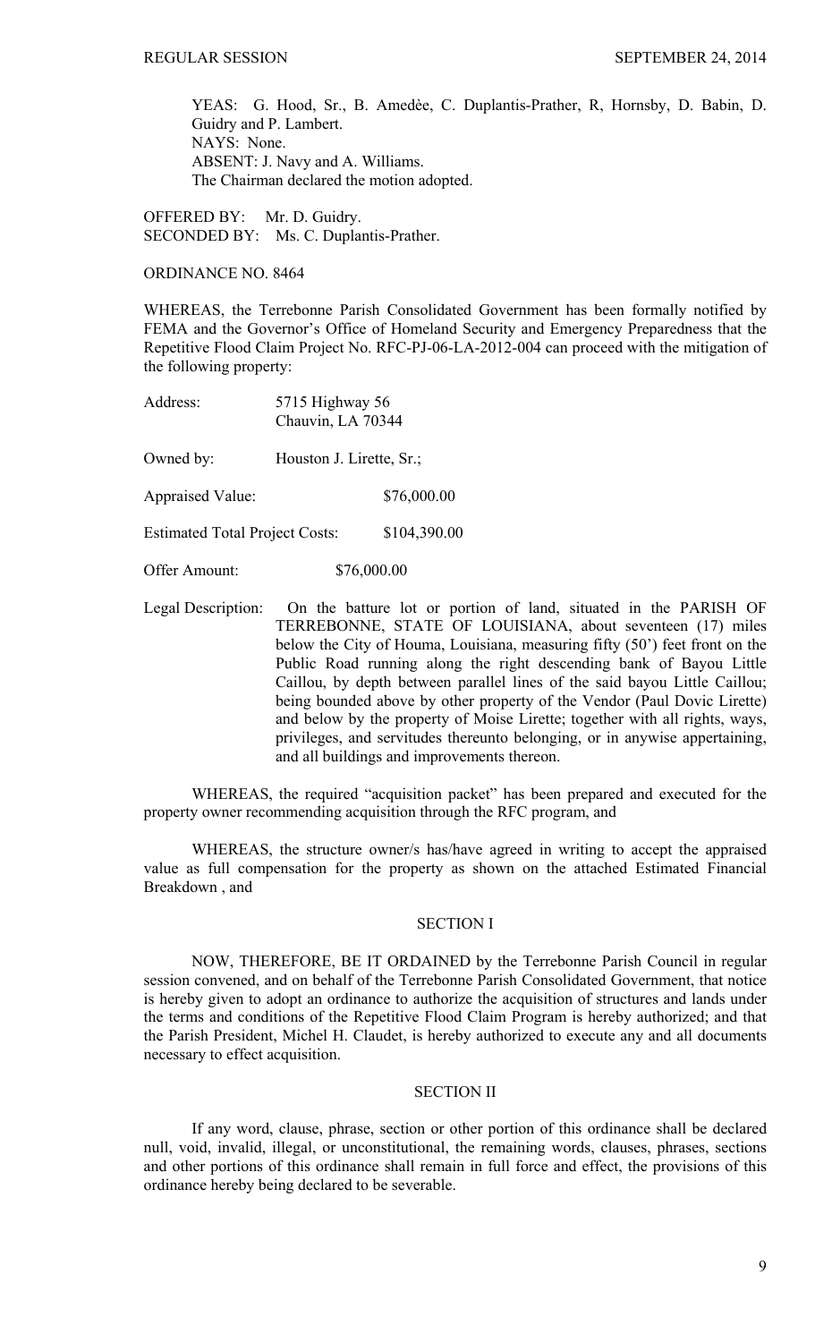YEAS: G. Hood, Sr., B. Amedèe, C. Duplantis-Prather, R, Hornsby, D. Babin, D. Guidry and P. Lambert.
NAYS: None.
ABSENT: J. Navy and A. Williams.
The Chairman declared the motion adopted.

OFFERED BY: Mr. D. Guidry.
SECONDED BY: Ms. C. Duplantis-Prather.

ORDINANCE NO. 8464

WHEREAS, the Terrebonne Parish Consolidated Government has been formally notified by FEMA and the Governor's Office of Homeland Security and Emergency Preparedness that the Repetitive Flood Claim Project No. RFC-PJ-06-LA-2012-004 can proceed with the mitigation of the following property:

Address: 5715 Highway 56
Chauvin, LA 70344

Owned by: Houston J. Lirette, Sr.;

Appraised Value: $76,000.00

Estimated Total Project Costs: $104,390.00

Offer Amount: $76,000.00

Legal Description: On the batture lot or portion of land, situated in the PARISH OF TERREBONNE, STATE OF LOUISIANA, about seventeen (17) miles below the City of Houma, Louisiana, measuring fifty (50') feet front on the Public Road running along the right descending bank of Bayou Little Caillou, by depth between parallel lines of the said bayou Little Caillou; being bounded above by other property of the Vendor (Paul Dovic Lirette) and below by the property of Moise Lirette; together with all rights, ways, privileges, and servitudes thereunto belonging, or in anywise appertaining, and all buildings and improvements thereon.

WHEREAS, the required "acquisition packet" has been prepared and executed for the property owner recommending acquisition through the RFC program, and

WHEREAS, the structure owner/s has/have agreed in writing to accept the appraised value as full compensation for the property as shown on the attached Estimated Financial Breakdown , and

SECTION I

NOW, THEREFORE, BE IT ORDAINED by the Terrebonne Parish Council in regular session convened, and on behalf of the Terrebonne Parish Consolidated Government, that notice is hereby given to adopt an ordinance to authorize the acquisition of structures and lands under the terms and conditions of the Repetitive Flood Claim Program is hereby authorized; and that the Parish President, Michel H. Claudet, is hereby authorized to execute any and all documents necessary to effect acquisition.

SECTION II

If any word, clause, phrase, section or other portion of this ordinance shall be declared null, void, invalid, illegal, or unconstitutional, the remaining words, clauses, phrases, sections and other portions of this ordinance shall remain in full force and effect, the provisions of this ordinance hereby being declared to be severable.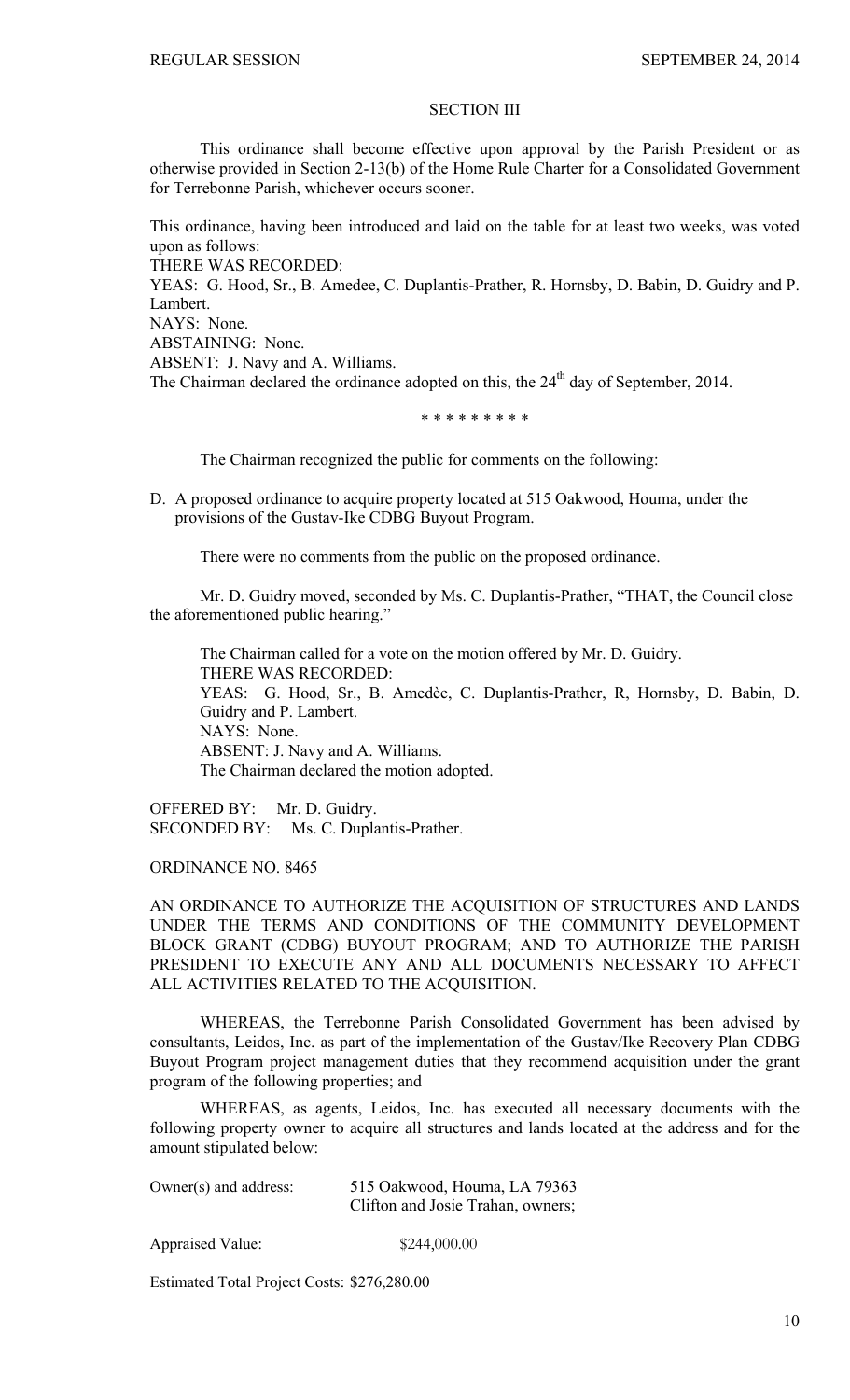SECTION III

This ordinance shall become effective upon approval by the Parish President or as otherwise provided in Section 2-13(b) of the Home Rule Charter for a Consolidated Government for Terrebonne Parish, whichever occurs sooner.

This ordinance, having been introduced and laid on the table for at least two weeks, was voted upon as follows:
THERE WAS RECORDED:
YEAS: G. Hood, Sr., B. Amedee, C. Duplantis-Prather, R. Hornsby, D. Babin, D. Guidry and P. Lambert.
NAYS: None.
ABSTAINING: None.
ABSENT: J. Navy and A. Williams.
The Chairman declared the ordinance adopted on this, the 24th day of September, 2014.

\* \* \* \* \* \* \* \* \*

The Chairman recognized the public for comments on the following:

D. A proposed ordinance to acquire property located at 515 Oakwood, Houma, under the provisions of the Gustav-Ike CDBG Buyout Program.

There were no comments from the public on the proposed ordinance.

Mr. D. Guidry moved, seconded by Ms. C. Duplantis-Prather, "THAT, the Council close the aforementioned public hearing."

The Chairman called for a vote on the motion offered by Mr. D. Guidry.
THERE WAS RECORDED:
YEAS: G. Hood, Sr., B. Amedèe, C. Duplantis-Prather, R, Hornsby, D. Babin, D. Guidry and P. Lambert.
NAYS: None.
ABSENT: J. Navy and A. Williams.
The Chairman declared the motion adopted.

OFFERED BY: Mr. D. Guidry.
SECONDED BY: Ms. C. Duplantis-Prather.

ORDINANCE NO. 8465

AN ORDINANCE TO AUTHORIZE THE ACQUISITION OF STRUCTURES AND LANDS UNDER THE TERMS AND CONDITIONS OF THE COMMUNITY DEVELOPMENT BLOCK GRANT (CDBG) BUYOUT PROGRAM; AND TO AUTHORIZE THE PARISH PRESIDENT TO EXECUTE ANY AND ALL DOCUMENTS NECESSARY TO AFFECT ALL ACTIVITIES RELATED TO THE ACQUISITION.

WHEREAS, the Terrebonne Parish Consolidated Government has been advised by consultants, Leidos, Inc. as part of the implementation of the Gustav/Ike Recovery Plan CDBG Buyout Program project management duties that they recommend acquisition under the grant program of the following properties; and

WHEREAS, as agents, Leidos, Inc. has executed all necessary documents with the following property owner to acquire all structures and lands located at the address and for the amount stipulated below:

Owner(s) and address: 515 Oakwood, Houma, LA 79363
Clifton and Josie Trahan, owners;

Appraised Value: $244,000.00

Estimated Total Project Costs: $276,280.00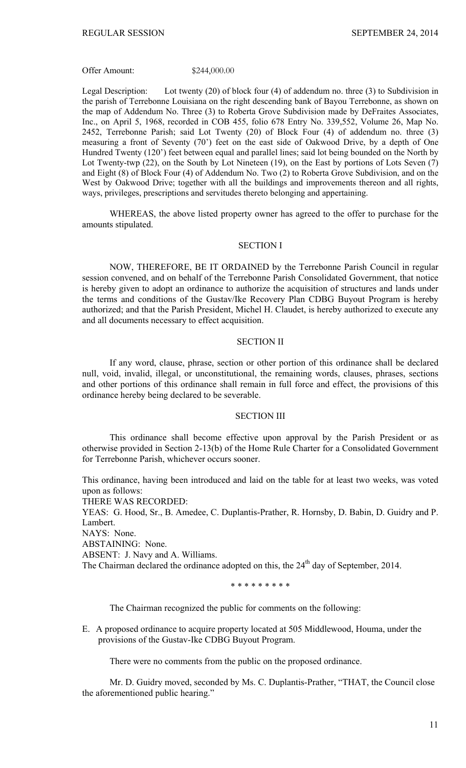Offer Amount: $244,000.00

Legal Description: Lot twenty (20) of block four (4) of addendum no. three (3) to Subdivision in the parish of Terrebonne Louisiana on the right descending bank of Bayou Terrebonne, as shown on the map of Addendum No. Three (3) to Roberta Grove Subdivision made by DeFraites Associates, Inc., on April 5, 1968, recorded in COB 455, folio 678 Entry No. 339,552, Volume 26, Map No. 2452, Terrebonne Parish; said Lot Twenty (20) of Block Four (4) of addendum no. three (3) measuring a front of Seventy (70') feet on the east side of Oakwood Drive, by a depth of One Hundred Twenty (120') feet between equal and parallel lines; said lot being bounded on the North by Lot Twenty-twp (22), on the South by Lot Nineteen (19), on the East by portions of Lots Seven (7) and Eight (8) of Block Four (4) of Addendum No. Two (2) to Roberta Grove Subdivision, and on the West by Oakwood Drive; together with all the buildings and improvements thereon and all rights, ways, privileges, prescriptions and servitudes thereto belonging and appertaining.

WHEREAS, the above listed property owner has agreed to the offer to purchase for the amounts stipulated.

## SECTION I

NOW, THEREFORE, BE IT ORDAINED by the Terrebonne Parish Council in regular session convened, and on behalf of the Terrebonne Parish Consolidated Government, that notice is hereby given to adopt an ordinance to authorize the acquisition of structures and lands under the terms and conditions of the Gustav/Ike Recovery Plan CDBG Buyout Program is hereby authorized; and that the Parish President, Michel H. Claudet, is hereby authorized to execute any and all documents necessary to effect acquisition.

## SECTION II

If any word, clause, phrase, section or other portion of this ordinance shall be declared null, void, invalid, illegal, or unconstitutional, the remaining words, clauses, phrases, sections and other portions of this ordinance shall remain in full force and effect, the provisions of this ordinance hereby being declared to be severable.

## SECTION III

This ordinance shall become effective upon approval by the Parish President or as otherwise provided in Section 2-13(b) of the Home Rule Charter for a Consolidated Government for Terrebonne Parish, whichever occurs sooner.

This ordinance, having been introduced and laid on the table for at least two weeks, was voted upon as follows:
THERE WAS RECORDED:
YEAS: G. Hood, Sr., B. Amedee, C. Duplantis-Prather, R. Hornsby, D. Babin, D. Guidry and P. Lambert.
NAYS: None.
ABSTAINING: None.
ABSENT: J. Navy and A. Williams.
The Chairman declared the ordinance adopted on this, the 24th day of September, 2014.

\* \* \* \* \* \* \* \* \*

The Chairman recognized the public for comments on the following:

E. A proposed ordinance to acquire property located at 505 Middlewood, Houma, under the provisions of the Gustav-Ike CDBG Buyout Program.

There were no comments from the public on the proposed ordinance.

Mr. D. Guidry moved, seconded by Ms. C. Duplantis-Prather, "THAT, the Council close the aforementioned public hearing."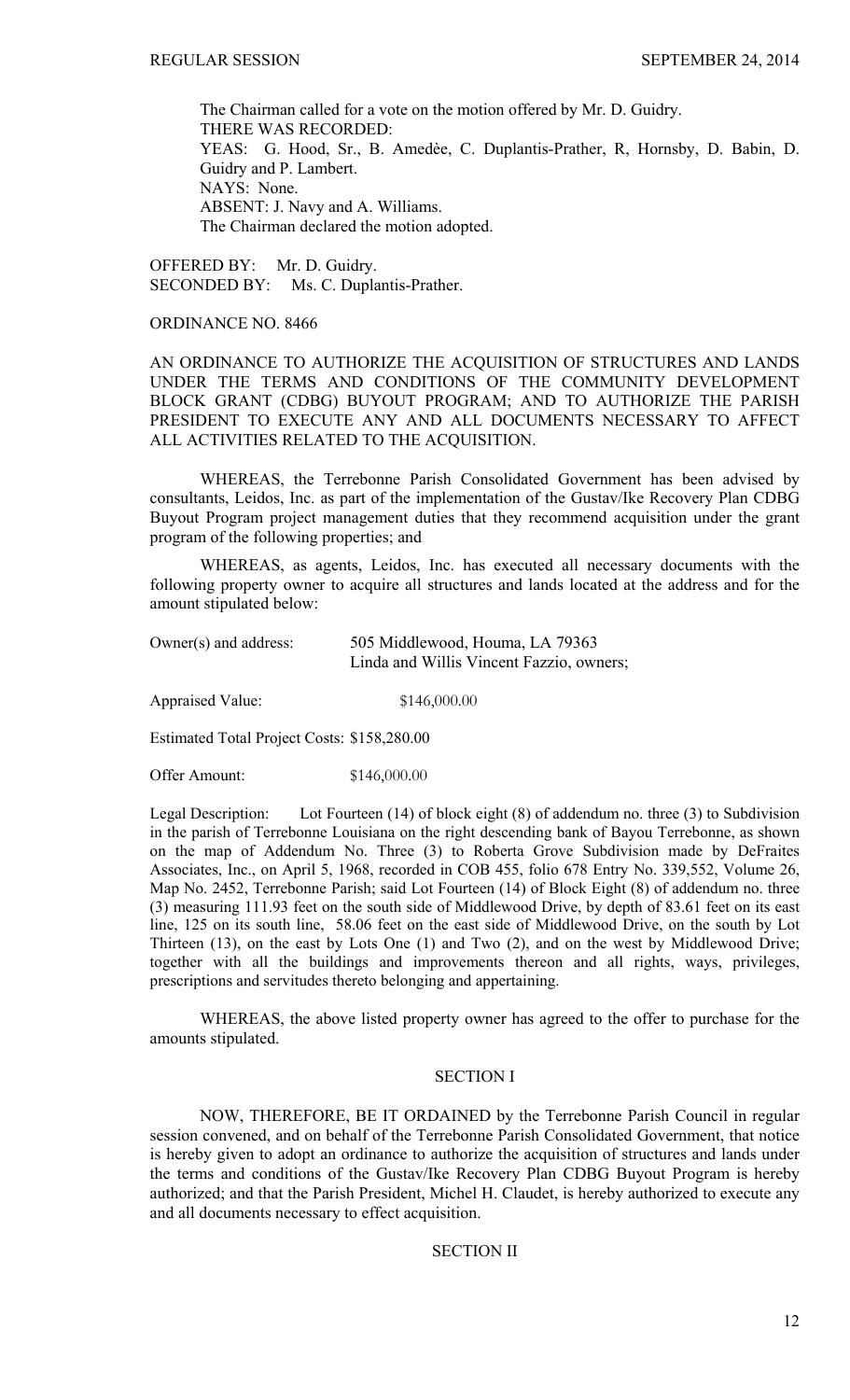The Chairman called for a vote on the motion offered by Mr. D. Guidry.
THERE WAS RECORDED:
YEAS: G. Hood, Sr., B. Amedèe, C. Duplantis-Prather, R, Hornsby, D. Babin, D. Guidry and P. Lambert.
NAYS: None.
ABSENT: J. Navy and A. Williams.
The Chairman declared the motion adopted.

OFFERED BY: Mr. D. Guidry.
SECONDED BY: Ms. C. Duplantis-Prather.

ORDINANCE NO. 8466

AN ORDINANCE TO AUTHORIZE THE ACQUISITION OF STRUCTURES AND LANDS UNDER THE TERMS AND CONDITIONS OF THE COMMUNITY DEVELOPMENT BLOCK GRANT (CDBG) BUYOUT PROGRAM; AND TO AUTHORIZE THE PARISH PRESIDENT TO EXECUTE ANY AND ALL DOCUMENTS NECESSARY TO AFFECT ALL ACTIVITIES RELATED TO THE ACQUISITION.

WHEREAS, the Terrebonne Parish Consolidated Government has been advised by consultants, Leidos, Inc. as part of the implementation of the Gustav/Ike Recovery Plan CDBG Buyout Program project management duties that they recommend acquisition under the grant program of the following properties; and

WHEREAS, as agents, Leidos, Inc. has executed all necessary documents with the following property owner to acquire all structures and lands located at the address and for the amount stipulated below:

Owner(s) and address: 505 Middlewood, Houma, LA 79363
Linda and Willis Vincent Fazzio, owners;

Appraised Value: $146,000.00

Estimated Total Project Costs: $158,280.00

Offer Amount: $146,000.00

Legal Description: Lot Fourteen (14) of block eight (8) of addendum no. three (3) to Subdivision in the parish of Terrebonne Louisiana on the right descending bank of Bayou Terrebonne, as shown on the map of Addendum No. Three (3) to Roberta Grove Subdivision made by DeFraites Associates, Inc., on April 5, 1968, recorded in COB 455, folio 678 Entry No. 339,552, Volume 26, Map No. 2452, Terrebonne Parish; said Lot Fourteen (14) of Block Eight (8) of addendum no. three (3) measuring 111.93 feet on the south side of Middlewood Drive, by depth of 83.61 feet on its east line, 125 on its south line, 58.06 feet on the east side of Middlewood Drive, on the south by Lot Thirteen (13), on the east by Lots One (1) and Two (2), and on the west by Middlewood Drive; together with all the buildings and improvements thereon and all rights, ways, privileges, prescriptions and servitudes thereto belonging and appertaining.

WHEREAS, the above listed property owner has agreed to the offer to purchase for the amounts stipulated.

SECTION I

NOW, THEREFORE, BE IT ORDAINED by the Terrebonne Parish Council in regular session convened, and on behalf of the Terrebonne Parish Consolidated Government, that notice is hereby given to adopt an ordinance to authorize the acquisition of structures and lands under the terms and conditions of the Gustav/Ike Recovery Plan CDBG Buyout Program is hereby authorized; and that the Parish President, Michel H. Claudet, is hereby authorized to execute any and all documents necessary to effect acquisition.

SECTION II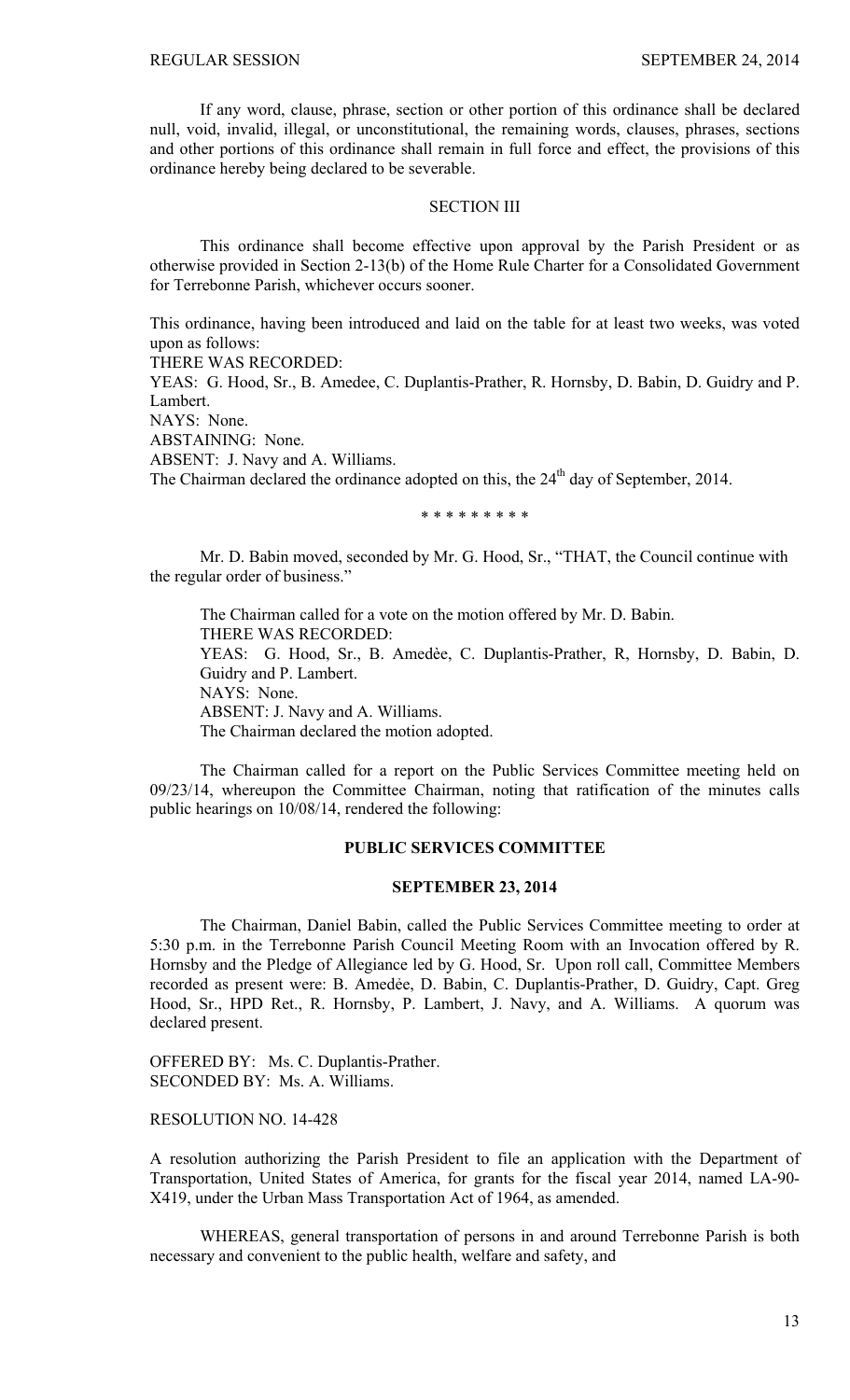If any word, clause, phrase, section or other portion of this ordinance shall be declared null, void, invalid, illegal, or unconstitutional, the remaining words, clauses, phrases, sections and other portions of this ordinance shall remain in full force and effect, the provisions of this ordinance hereby being declared to be severable.

SECTION III

This ordinance shall become effective upon approval by the Parish President or as otherwise provided in Section 2-13(b) of the Home Rule Charter for a Consolidated Government for Terrebonne Parish, whichever occurs sooner.

This ordinance, having been introduced and laid on the table for at least two weeks, was voted upon as follows:
THERE WAS RECORDED:
YEAS: G. Hood, Sr., B. Amedee, C. Duplantis-Prather, R. Hornsby, D. Babin, D. Guidry and P. Lambert.
NAYS: None.
ABSTAINING: None.
ABSENT: J. Navy and A. Williams.
The Chairman declared the ordinance adopted on this, the 24th day of September, 2014.

\* \* \* \* \* \* \* \* \*

Mr. D. Babin moved, seconded by Mr. G. Hood, Sr., "THAT, the Council continue with the regular order of business."

The Chairman called for a vote on the motion offered by Mr. D. Babin.
THERE WAS RECORDED:
YEAS: G. Hood, Sr., B. Amedèe, C. Duplantis-Prather, R, Hornsby, D. Babin, D. Guidry and P. Lambert.
NAYS: None.
ABSENT: J. Navy and A. Williams.
The Chairman declared the motion adopted.

The Chairman called for a report on the Public Services Committee meeting held on 09/23/14, whereupon the Committee Chairman, noting that ratification of the minutes calls public hearings on 10/08/14, rendered the following:

**PUBLIC SERVICES COMMITTEE**

**SEPTEMBER 23, 2014**

The Chairman, Daniel Babin, called the Public Services Committee meeting to order at 5:30 p.m. in the Terrebonne Parish Council Meeting Room with an Invocation offered by R. Hornsby and the Pledge of Allegiance led by G. Hood, Sr. Upon roll call, Committee Members recorded as present were: B. Amedèe, D. Babin, C. Duplantis-Prather, D. Guidry, Capt. Greg Hood, Sr., HPD Ret., R. Hornsby, P. Lambert, J. Navy, and A. Williams. A quorum was declared present.

OFFERED BY: Ms. C. Duplantis-Prather.
SECONDED BY: Ms. A. Williams.

RESOLUTION NO. 14-428

A resolution authorizing the Parish President to file an application with the Department of Transportation, United States of America, for grants for the fiscal year 2014, named LA-90-X419, under the Urban Mass Transportation Act of 1964, as amended.

WHEREAS, general transportation of persons in and around Terrebonne Parish is both necessary and convenient to the public health, welfare and safety, and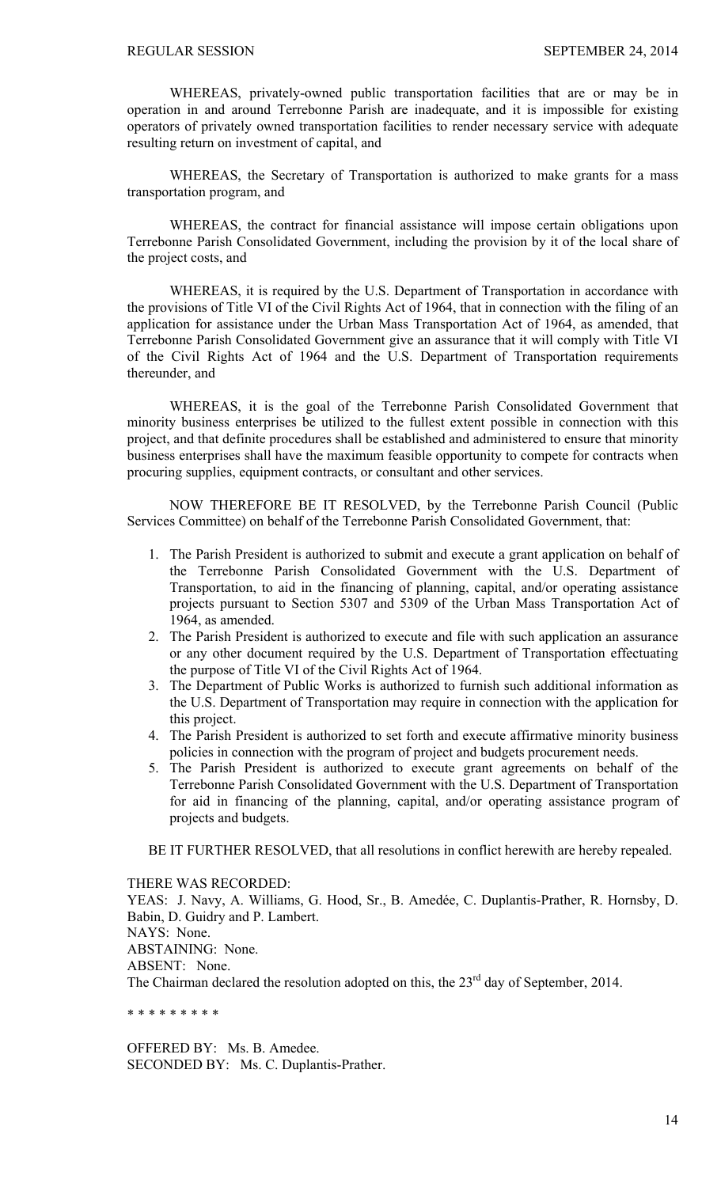WHEREAS, privately-owned public transportation facilities that are or may be in operation in and around Terrebonne Parish are inadequate, and it is impossible for existing operators of privately owned transportation facilities to render necessary service with adequate resulting return on investment of capital, and

WHEREAS, the Secretary of Transportation is authorized to make grants for a mass transportation program, and

WHEREAS, the contract for financial assistance will impose certain obligations upon Terrebonne Parish Consolidated Government, including the provision by it of the local share of the project costs, and

WHEREAS, it is required by the U.S. Department of Transportation in accordance with the provisions of Title VI of the Civil Rights Act of 1964, that in connection with the filing of an application for assistance under the Urban Mass Transportation Act of 1964, as amended, that Terrebonne Parish Consolidated Government give an assurance that it will comply with Title VI of the Civil Rights Act of 1964 and the U.S. Department of Transportation requirements thereunder, and

WHEREAS, it is the goal of the Terrebonne Parish Consolidated Government that minority business enterprises be utilized to the fullest extent possible in connection with this project, and that definite procedures shall be established and administered to ensure that minority business enterprises shall have the maximum feasible opportunity to compete for contracts when procuring supplies, equipment contracts, or consultant and other services.

NOW THEREFORE BE IT RESOLVED, by the Terrebonne Parish Council (Public Services Committee) on behalf of the Terrebonne Parish Consolidated Government, that:

1. The Parish President is authorized to submit and execute a grant application on behalf of the Terrebonne Parish Consolidated Government with the U.S. Department of Transportation, to aid in the financing of planning, capital, and/or operating assistance projects pursuant to Section 5307 and 5309 of the Urban Mass Transportation Act of 1964, as amended.
2. The Parish President is authorized to execute and file with such application an assurance or any other document required by the U.S. Department of Transportation effectuating the purpose of Title VI of the Civil Rights Act of 1964.
3. The Department of Public Works is authorized to furnish such additional information as the U.S. Department of Transportation may require in connection with the application for this project.
4. The Parish President is authorized to set forth and execute affirmative minority business policies in connection with the program of project and budgets procurement needs.
5. The Parish President is authorized to execute grant agreements on behalf of the Terrebonne Parish Consolidated Government with the U.S. Department of Transportation for aid in financing of the planning, capital, and/or operating assistance program of projects and budgets.

BE IT FURTHER RESOLVED, that all resolutions in conflict herewith are hereby repealed.

THERE WAS RECORDED:
YEAS: J. Navy, A. Williams, G. Hood, Sr., B. Amedée, C. Duplantis-Prather, R. Hornsby, D. Babin, D. Guidry and P. Lambert.
NAYS: None.
ABSTAINING: None.
ABSENT: None.
The Chairman declared the resolution adopted on this, the 23rd day of September, 2014.

\* \* \* \* \* \* \* \* \*

OFFERED BY: Ms. B. Amedee.
SECONDED BY: Ms. C. Duplantis-Prather.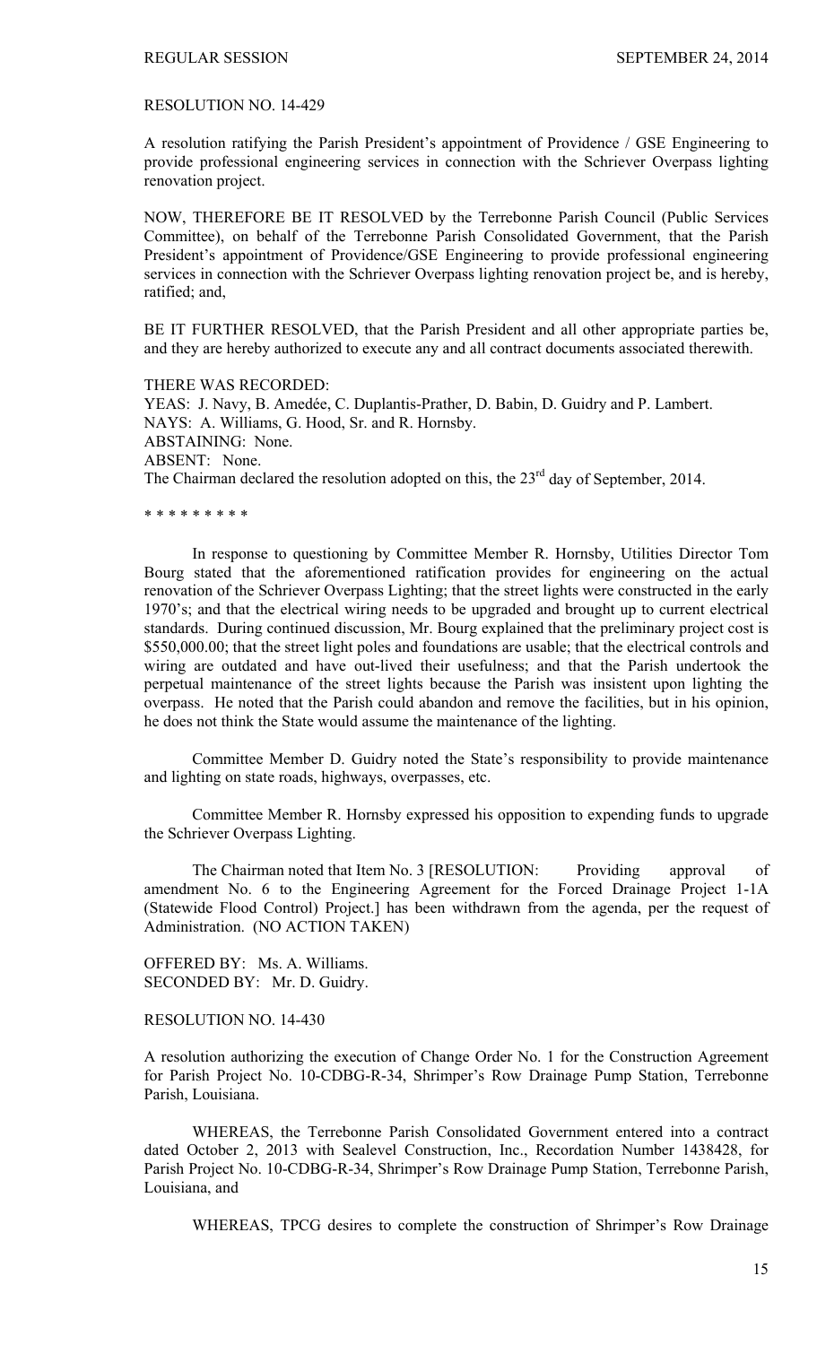RESOLUTION NO. 14-429

A resolution ratifying the Parish President's appointment of Providence / GSE Engineering to provide professional engineering services in connection with the Schriever Overpass lighting renovation project.

NOW, THEREFORE BE IT RESOLVED by the Terrebonne Parish Council (Public Services Committee), on behalf of the Terrebonne Parish Consolidated Government, that the Parish President's appointment of Providence/GSE Engineering to provide professional engineering services in connection with the Schriever Overpass lighting renovation project be, and is hereby, ratified; and,

BE IT FURTHER RESOLVED, that the Parish President and all other appropriate parties be, and they are hereby authorized to execute any and all contract documents associated therewith.

THERE WAS RECORDED:
YEAS: J. Navy, B. Amedée, C. Duplantis-Prather, D. Babin, D. Guidry and P. Lambert.
NAYS: A. Williams, G. Hood, Sr. and R. Hornsby.
ABSTAINING: None.
ABSENT: None.
The Chairman declared the resolution adopted on this, the 23rd day of September, 2014.

* * * * * * * * *

In response to questioning by Committee Member R. Hornsby, Utilities Director Tom Bourg stated that the aforementioned ratification provides for engineering on the actual renovation of the Schriever Overpass Lighting; that the street lights were constructed in the early 1970's; and that the electrical wiring needs to be upgraded and brought up to current electrical standards. During continued discussion, Mr. Bourg explained that the preliminary project cost is $550,000.00; that the street light poles and foundations are usable; that the electrical controls and wiring are outdated and have out-lived their usefulness; and that the Parish undertook the perpetual maintenance of the street lights because the Parish was insistent upon lighting the overpass. He noted that the Parish could abandon and remove the facilities, but in his opinion, he does not think the State would assume the maintenance of the lighting.

Committee Member D. Guidry noted the State's responsibility to provide maintenance and lighting on state roads, highways, overpasses, etc.

Committee Member R. Hornsby expressed his opposition to expending funds to upgrade the Schriever Overpass Lighting.

The Chairman noted that Item No. 3 [RESOLUTION: Providing approval of amendment No. 6 to the Engineering Agreement for the Forced Drainage Project 1-1A (Statewide Flood Control) Project.] has been withdrawn from the agenda, per the request of Administration. (NO ACTION TAKEN)

OFFERED BY: Ms. A. Williams.
SECONDED BY: Mr. D. Guidry.

RESOLUTION NO. 14-430

A resolution authorizing the execution of Change Order No. 1 for the Construction Agreement for Parish Project No. 10-CDBG-R-34, Shrimper's Row Drainage Pump Station, Terrebonne Parish, Louisiana.

WHEREAS, the Terrebonne Parish Consolidated Government entered into a contract dated October 2, 2013 with Sealevel Construction, Inc., Recordation Number 1438428, for Parish Project No. 10-CDBG-R-34, Shrimper's Row Drainage Pump Station, Terrebonne Parish, Louisiana, and

WHEREAS, TPCG desires to complete the construction of Shrimper's Row Drainage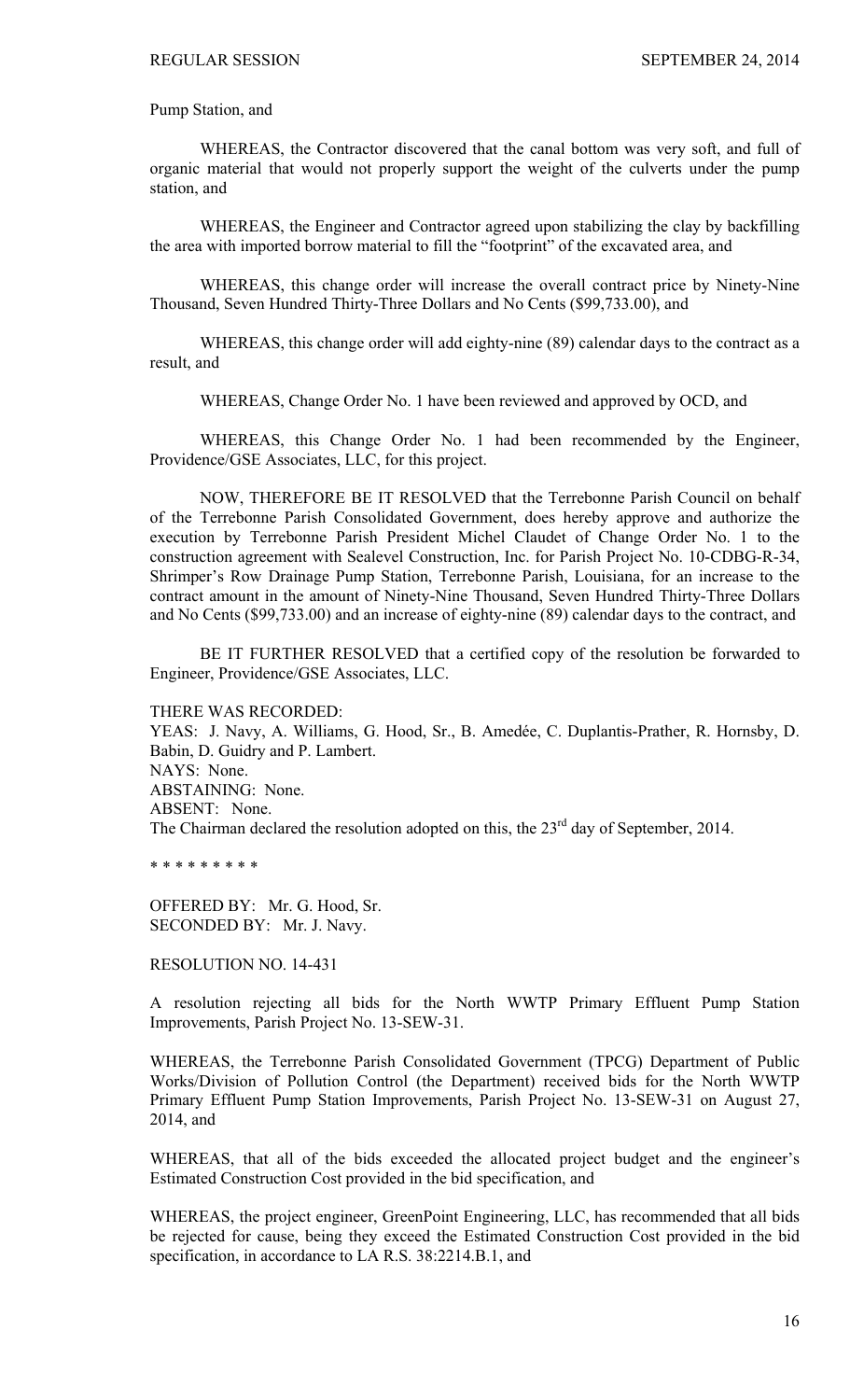Pump Station, and

WHEREAS, the Contractor discovered that the canal bottom was very soft, and full of organic material that would not properly support the weight of the culverts under the pump station, and

WHEREAS, the Engineer and Contractor agreed upon stabilizing the clay by backfilling the area with imported borrow material to fill the "footprint" of the excavated area, and

WHEREAS, this change order will increase the overall contract price by Ninety-Nine Thousand, Seven Hundred Thirty-Three Dollars and No Cents ($99,733.00), and

WHEREAS, this change order will add eighty-nine (89) calendar days to the contract as a result, and

WHEREAS, Change Order No. 1 have been reviewed and approved by OCD, and

WHEREAS, this Change Order No. 1 had been recommended by the Engineer, Providence/GSE Associates, LLC, for this project.

NOW, THEREFORE BE IT RESOLVED that the Terrebonne Parish Council on behalf of the Terrebonne Parish Consolidated Government, does hereby approve and authorize the execution by Terrebonne Parish President Michel Claudet of Change Order No. 1 to the construction agreement with Sealevel Construction, Inc. for Parish Project No. 10-CDBG-R-34, Shrimper's Row Drainage Pump Station, Terrebonne Parish, Louisiana, for an increase to the contract amount in the amount of Ninety-Nine Thousand, Seven Hundred Thirty-Three Dollars and No Cents ($99,733.00) and an increase of eighty-nine (89) calendar days to the contract, and

BE IT FURTHER RESOLVED that a certified copy of the resolution be forwarded to Engineer, Providence/GSE Associates, LLC.

THERE WAS RECORDED:
YEAS: J. Navy, A. Williams, G. Hood, Sr., B. Amedée, C. Duplantis-Prather, R. Hornsby, D. Babin, D. Guidry and P. Lambert.
NAYS: None.
ABSTAINING: None.
ABSENT: None.
The Chairman declared the resolution adopted on this, the 23rd day of September, 2014.

\* \* \* \* \* \* \* \* \*

OFFERED BY: Mr. G. Hood, Sr.
SECONDED BY: Mr. J. Navy.

RESOLUTION NO. 14-431

A resolution rejecting all bids for the North WWTP Primary Effluent Pump Station Improvements, Parish Project No. 13-SEW-31.

WHEREAS, the Terrebonne Parish Consolidated Government (TPCG) Department of Public Works/Division of Pollution Control (the Department) received bids for the North WWTP Primary Effluent Pump Station Improvements, Parish Project No. 13-SEW-31 on August 27, 2014, and

WHEREAS, that all of the bids exceeded the allocated project budget and the engineer's Estimated Construction Cost provided in the bid specification, and

WHEREAS, the project engineer, GreenPoint Engineering, LLC, has recommended that all bids be rejected for cause, being they exceed the Estimated Construction Cost provided in the bid specification, in accordance to LA R.S. 38:2214.B.1, and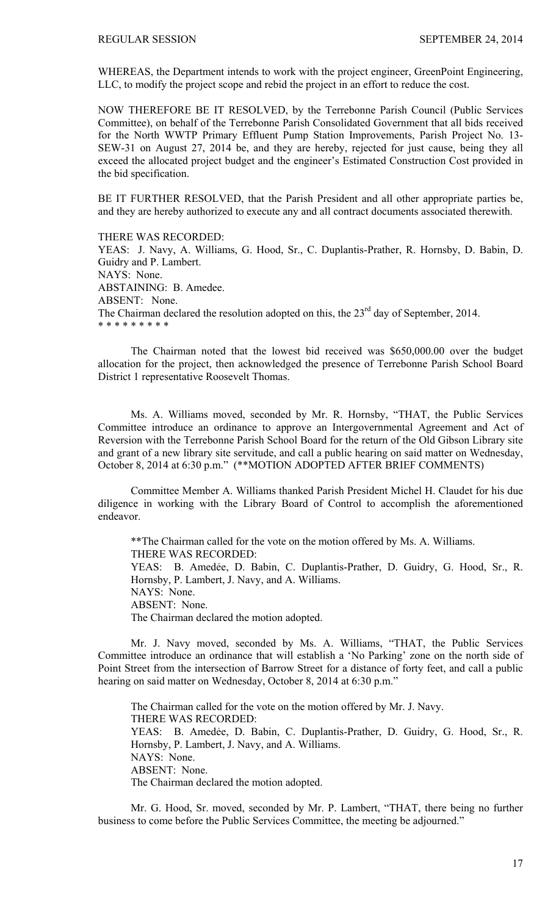WHEREAS, the Department intends to work with the project engineer, GreenPoint Engineering, LLC, to modify the project scope and rebid the project in an effort to reduce the cost.

NOW THEREFORE BE IT RESOLVED, by the Terrebonne Parish Council (Public Services Committee), on behalf of the Terrebonne Parish Consolidated Government that all bids received for the North WWTP Primary Effluent Pump Station Improvements, Parish Project No. 13-SEW-31 on August 27, 2014 be, and they are hereby, rejected for just cause, being they all exceed the allocated project budget and the engineer's Estimated Construction Cost provided in the bid specification.

BE IT FURTHER RESOLVED, that the Parish President and all other appropriate parties be, and they are hereby authorized to execute any and all contract documents associated therewith.

THERE WAS RECORDED:
YEAS: J. Navy, A. Williams, G. Hood, Sr., C. Duplantis-Prather, R. Hornsby, D. Babin, D. Guidry and P. Lambert.
NAYS: None.
ABSTAINING: B. Amedee.
ABSENT: None.
The Chairman declared the resolution adopted on this, the 23rd day of September, 2014.
* * * * * * * * *

The Chairman noted that the lowest bid received was $650,000.00 over the budget allocation for the project, then acknowledged the presence of Terrebonne Parish School Board District 1 representative Roosevelt Thomas.

Ms. A. Williams moved, seconded by Mr. R. Hornsby, "THAT, the Public Services Committee introduce an ordinance to approve an Intergovernmental Agreement and Act of Reversion with the Terrebonne Parish School Board for the return of the Old Gibson Library site and grant of a new library site servitude, and call a public hearing on said matter on Wednesday, October 8, 2014 at 6:30 p.m." (**MOTION ADOPTED AFTER BRIEF COMMENTS)

Committee Member A. Williams thanked Parish President Michel H. Claudet for his due diligence in working with the Library Board of Control to accomplish the aforementioned endeavor.

**The Chairman called for the vote on the motion offered by Ms. A. Williams.
THERE WAS RECORDED:
YEAS: B. Amedѐe, D. Babin, C. Duplantis-Prather, D. Guidry, G. Hood, Sr., R. Hornsby, P. Lambert, J. Navy, and A. Williams.
NAYS: None.
ABSENT: None.
The Chairman declared the motion adopted.

Mr. J. Navy moved, seconded by Ms. A. Williams, "THAT, the Public Services Committee introduce an ordinance that will establish a 'No Parking' zone on the north side of Point Street from the intersection of Barrow Street for a distance of forty feet, and call a public hearing on said matter on Wednesday, October 8, 2014 at 6:30 p.m."

The Chairman called for the vote on the motion offered by Mr. J. Navy.
THERE WAS RECORDED:
YEAS: B. Amedѐe, D. Babin, C. Duplantis-Prather, D. Guidry, G. Hood, Sr., R. Hornsby, P. Lambert, J. Navy, and A. Williams.
NAYS: None.
ABSENT: None.
The Chairman declared the motion adopted.

Mr. G. Hood, Sr. moved, seconded by Mr. P. Lambert, "THAT, there being no further business to come before the Public Services Committee, the meeting be adjourned."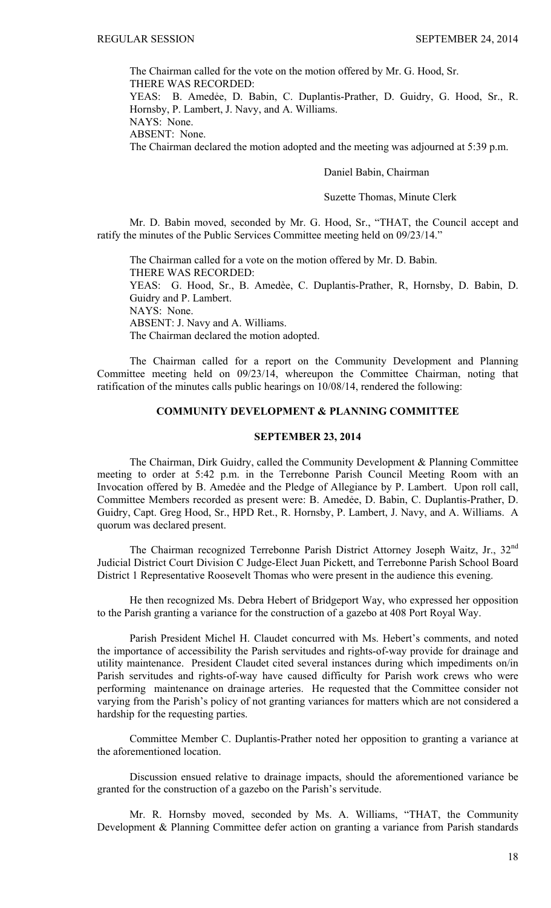The Chairman called for the vote on the motion offered by Mr. G. Hood, Sr.
THERE WAS RECORDED:
YEAS: B. Amedée, D. Babin, C. Duplantis-Prather, D. Guidry, G. Hood, Sr., R. Hornsby, P. Lambert, J. Navy, and A. Williams.
NAYS: None.
ABSENT: None.
The Chairman declared the motion adopted and the meeting was adjourned at 5:39 p.m.

Daniel Babin, Chairman

Suzette Thomas, Minute Clerk

Mr. D. Babin moved, seconded by Mr. G. Hood, Sr., "THAT, the Council accept and ratify the minutes of the Public Services Committee meeting held on 09/23/14."

The Chairman called for a vote on the motion offered by Mr. D. Babin.
THERE WAS RECORDED:
YEAS: G. Hood, Sr., B. Amedèe, C. Duplantis-Prather, R, Hornsby, D. Babin, D. Guidry and P. Lambert.
NAYS: None.
ABSENT: J. Navy and A. Williams.
The Chairman declared the motion adopted.

The Chairman called for a report on the Community Development and Planning Committee meeting held on 09/23/14, whereupon the Committee Chairman, noting that ratification of the minutes calls public hearings on 10/08/14, rendered the following:

## COMMUNITY DEVELOPMENT & PLANNING COMMITTEE

## SEPTEMBER 23, 2014

The Chairman, Dirk Guidry, called the Community Development & Planning Committee meeting to order at 5:42 p.m. in the Terrebonne Parish Council Meeting Room with an Invocation offered by B. Amedėe and the Pledge of Allegiance by P. Lambert. Upon roll call, Committee Members recorded as present were: B. Amedėe, D. Babin, C. Duplantis-Prather, D. Guidry, Capt. Greg Hood, Sr., HPD Ret., R. Hornsby, P. Lambert, J. Navy, and A. Williams. A quorum was declared present.

The Chairman recognized Terrebonne Parish District Attorney Joseph Waitz, Jr., 32nd Judicial District Court Division C Judge-Elect Juan Pickett, and Terrebonne Parish School Board District 1 Representative Roosevelt Thomas who were present in the audience this evening.

He then recognized Ms. Debra Hebert of Bridgeport Way, who expressed her opposition to the Parish granting a variance for the construction of a gazebo at 408 Port Royal Way.

Parish President Michel H. Claudet concurred with Ms. Hebert's comments, and noted the importance of accessibility the Parish servitudes and rights-of-way provide for drainage and utility maintenance. President Claudet cited several instances during which impediments on/in Parish servitudes and rights-of-way have caused difficulty for Parish work crews who were performing maintenance on drainage arteries. He requested that the Committee consider not varying from the Parish's policy of not granting variances for matters which are not considered a hardship for the requesting parties.

Committee Member C. Duplantis-Prather noted her opposition to granting a variance at the aforementioned location.

Discussion ensued relative to drainage impacts, should the aforementioned variance be granted for the construction of a gazebo on the Parish's servitude.

Mr. R. Hornsby moved, seconded by Ms. A. Williams, "THAT, the Community Development & Planning Committee defer action on granting a variance from Parish standards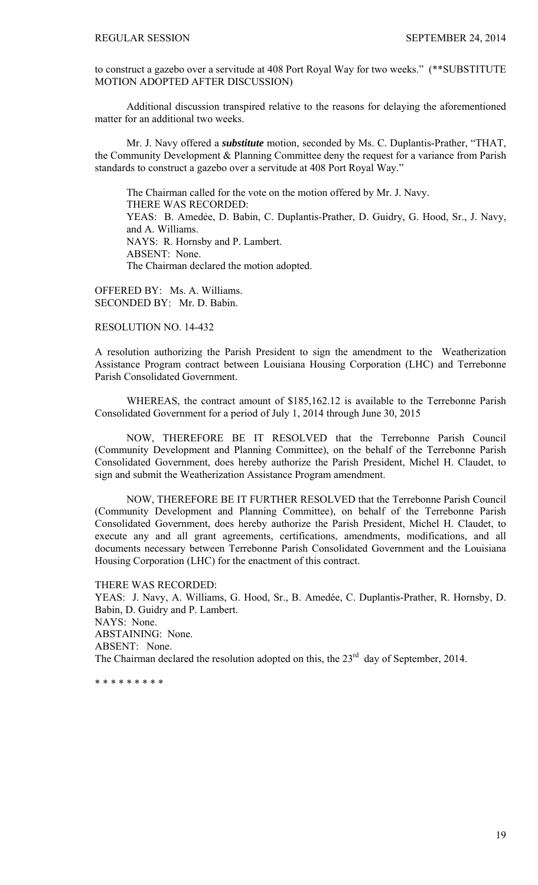to construct a gazebo over a servitude at 408 Port Royal Way for two weeks." (**SUBSTITUTE MOTION ADOPTED AFTER DISCUSSION)

Additional discussion transpired relative to the reasons for delaying the aforementioned matter for an additional two weeks.

Mr. J. Navy offered a ***substitute*** motion, seconded by Ms. C. Duplantis-Prather, "THAT, the Community Development & Planning Committee deny the request for a variance from Parish standards to construct a gazebo over a servitude at 408 Port Royal Way."

The Chairman called for the vote on the motion offered by Mr. J. Navy.
THERE WAS RECORDED:
YEAS: B. Amedẻe, D. Babin, C. Duplantis-Prather, D. Guidry, G. Hood, Sr., J. Navy, and A. Williams.
NAYS: R. Hornsby and P. Lambert.
ABSENT: None.
The Chairman declared the motion adopted.

OFFERED BY: Ms. A. Williams.
SECONDED BY: Mr. D. Babin.

RESOLUTION NO. 14-432

A resolution authorizing the Parish President to sign the amendment to the Weatherization Assistance Program contract between Louisiana Housing Corporation (LHC) and Terrebonne Parish Consolidated Government.

WHEREAS, the contract amount of $185,162.12 is available to the Terrebonne Parish Consolidated Government for a period of July 1, 2014 through June 30, 2015

NOW, THEREFORE BE IT RESOLVED that the Terrebonne Parish Council (Community Development and Planning Committee), on the behalf of the Terrebonne Parish Consolidated Government, does hereby authorize the Parish President, Michel H. Claudet, to sign and submit the Weatherization Assistance Program amendment.

NOW, THEREFORE BE IT FURTHER RESOLVED that the Terrebonne Parish Council (Community Development and Planning Committee), on behalf of the Terrebonne Parish Consolidated Government, does hereby authorize the Parish President, Michel H. Claudet, to execute any and all grant agreements, certifications, amendments, modifications, and all documents necessary between Terrebonne Parish Consolidated Government and the Louisiana Housing Corporation (LHC) for the enactment of this contract.

THERE WAS RECORDED:
YEAS: J. Navy, A. Williams, G. Hood, Sr., B. Amedée, C. Duplantis-Prather, R. Hornsby, D. Babin, D. Guidry and P. Lambert.
NAYS: None.
ABSTAINING: None.
ABSENT: None.
The Chairman declared the resolution adopted on this, the 23rd day of September, 2014.

* * * * * * * * *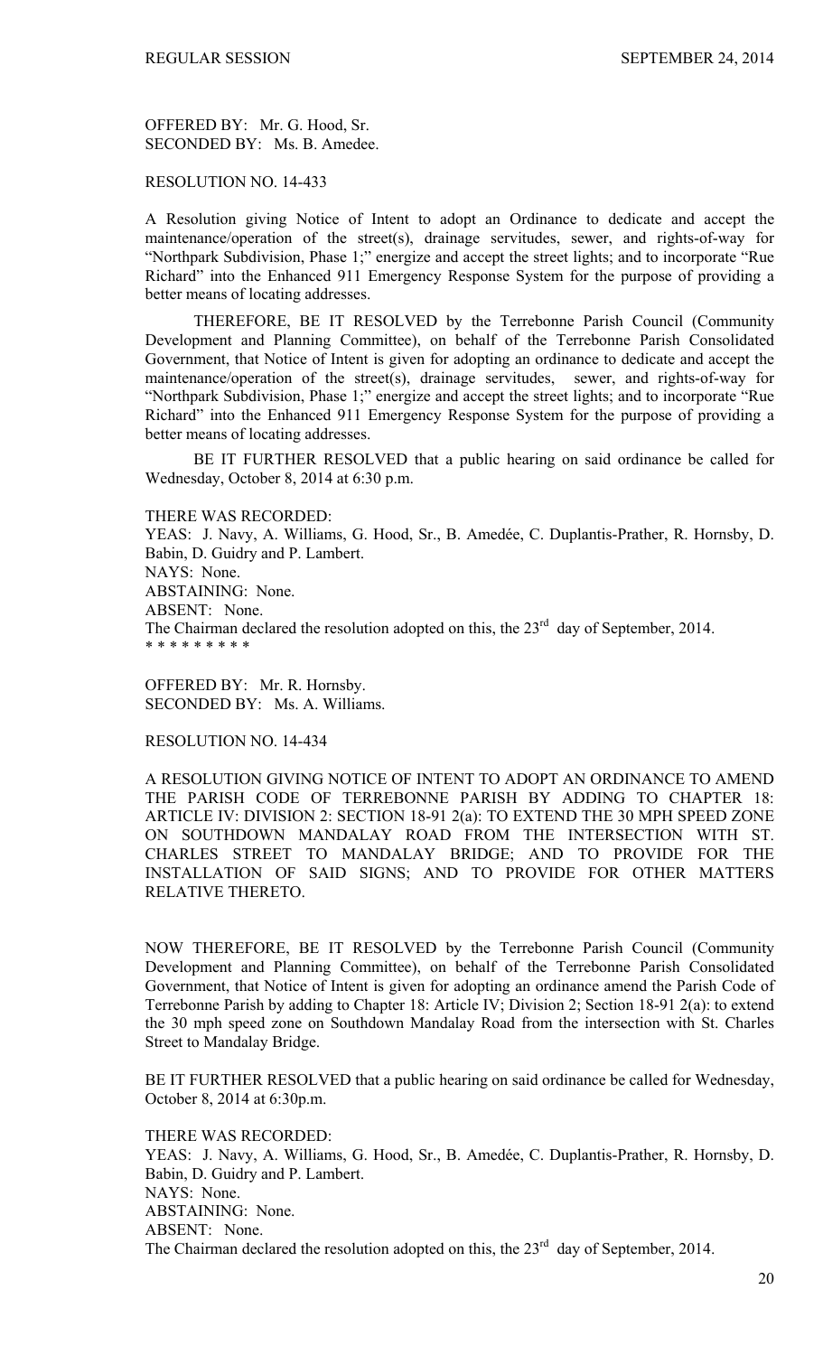OFFERED BY: Mr. G. Hood, Sr.
SECONDED BY: Ms. B. Amedee.

RESOLUTION NO. 14-433

A Resolution giving Notice of Intent to adopt an Ordinance to dedicate and accept the maintenance/operation of the street(s), drainage servitudes, sewer, and rights-of-way for "Northpark Subdivision, Phase 1;" energize and accept the street lights; and to incorporate "Rue Richard" into the Enhanced 911 Emergency Response System for the purpose of providing a better means of locating addresses.

THEREFORE, BE IT RESOLVED by the Terrebonne Parish Council (Community Development and Planning Committee), on behalf of the Terrebonne Parish Consolidated Government, that Notice of Intent is given for adopting an ordinance to dedicate and accept the maintenance/operation of the street(s), drainage servitudes, sewer, and rights-of-way for "Northpark Subdivision, Phase 1;" energize and accept the street lights; and to incorporate "Rue Richard" into the Enhanced 911 Emergency Response System for the purpose of providing a better means of locating addresses.

BE IT FURTHER RESOLVED that a public hearing on said ordinance be called for Wednesday, October 8, 2014 at 6:30 p.m.

THERE WAS RECORDED:
YEAS: J. Navy, A. Williams, G. Hood, Sr., B. Amedée, C. Duplantis-Prather, R. Hornsby, D. Babin, D. Guidry and P. Lambert.
NAYS: None.
ABSTAINING: None.
ABSENT: None.
The Chairman declared the resolution adopted on this, the 23rd day of September, 2014.
* * * * * * * * *

OFFERED BY: Mr. R. Hornsby.
SECONDED BY: Ms. A. Williams.

RESOLUTION NO. 14-434

A RESOLUTION GIVING NOTICE OF INTENT TO ADOPT AN ORDINANCE TO AMEND THE PARISH CODE OF TERREBONNE PARISH BY ADDING TO CHAPTER 18: ARTICLE IV: DIVISION 2: SECTION 18-91 2(a): TO EXTEND THE 30 MPH SPEED ZONE ON SOUTHDOWN MANDALAY ROAD FROM THE INTERSECTION WITH ST. CHARLES STREET TO MANDALAY BRIDGE; AND TO PROVIDE FOR THE INSTALLATION OF SAID SIGNS; AND TO PROVIDE FOR OTHER MATTERS RELATIVE THERETO.

NOW THEREFORE, BE IT RESOLVED by the Terrebonne Parish Council (Community Development and Planning Committee), on behalf of the Terrebonne Parish Consolidated Government, that Notice of Intent is given for adopting an ordinance amend the Parish Code of Terrebonne Parish by adding to Chapter 18: Article IV; Division 2; Section 18-91 2(a): to extend the 30 mph speed zone on Southdown Mandalay Road from the intersection with St. Charles Street to Mandalay Bridge.

BE IT FURTHER RESOLVED that a public hearing on said ordinance be called for Wednesday, October 8, 2014 at 6:30p.m.

THERE WAS RECORDED:
YEAS: J. Navy, A. Williams, G. Hood, Sr., B. Amedée, C. Duplantis-Prather, R. Hornsby, D. Babin, D. Guidry and P. Lambert.
NAYS: None.
ABSTAINING: None.
ABSENT: None.
The Chairman declared the resolution adopted on this, the 23rd day of September, 2014.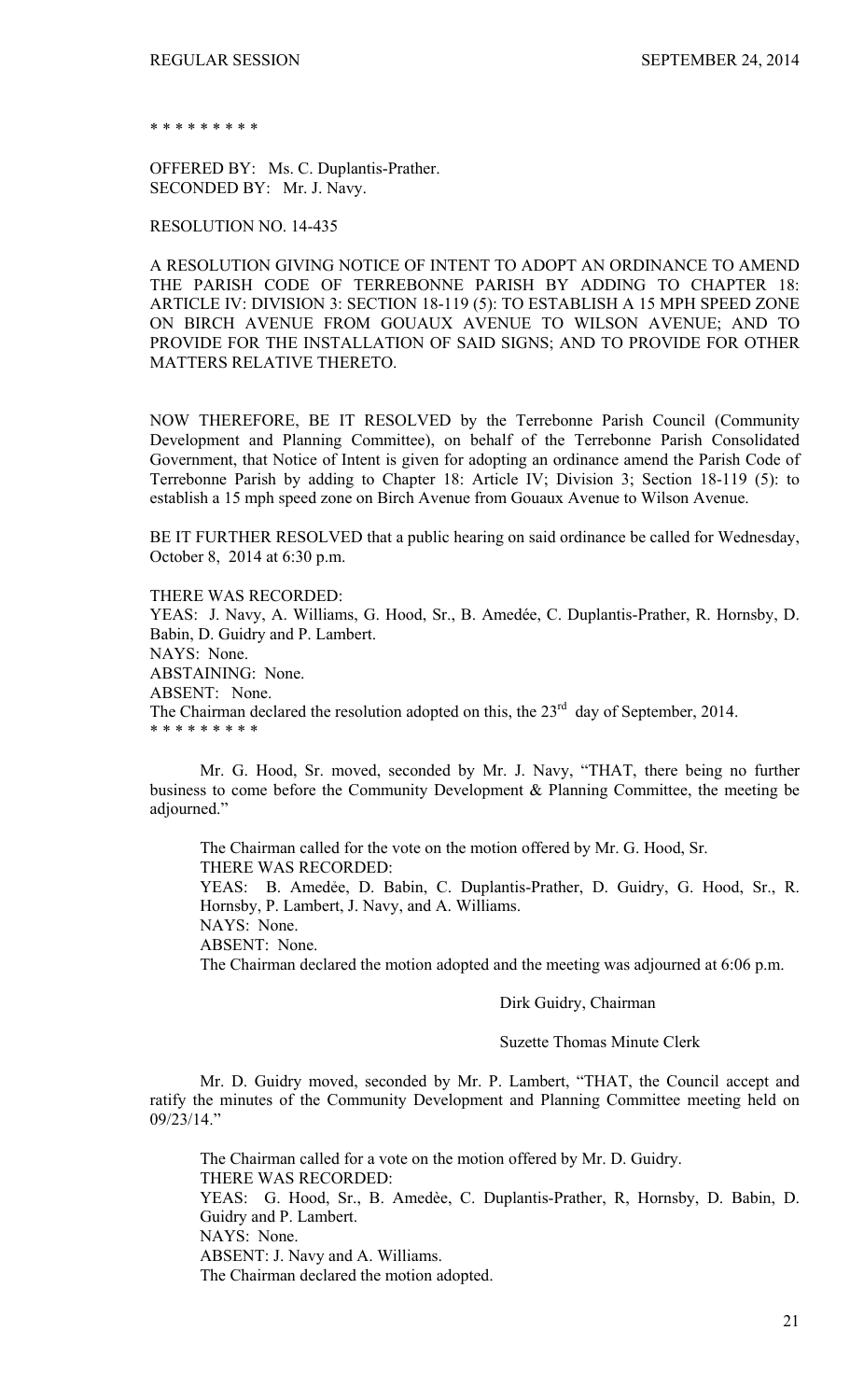* * * * * * * * *

OFFERED BY: Ms. C. Duplantis-Prather.
SECONDED BY: Mr. J. Navy.

RESOLUTION NO. 14-435

A RESOLUTION GIVING NOTICE OF INTENT TO ADOPT AN ORDINANCE TO AMEND THE PARISH CODE OF TERREBONNE PARISH BY ADDING TO CHAPTER 18: ARTICLE IV: DIVISION 3: SECTION 18-119 (5): TO ESTABLISH A 15 MPH SPEED ZONE ON BIRCH AVENUE FROM GOUAUX AVENUE TO WILSON AVENUE; AND TO PROVIDE FOR THE INSTALLATION OF SAID SIGNS; AND TO PROVIDE FOR OTHER MATTERS RELATIVE THERETO.

NOW THEREFORE, BE IT RESOLVED by the Terrebonne Parish Council (Community Development and Planning Committee), on behalf of the Terrebonne Parish Consolidated Government, that Notice of Intent is given for adopting an ordinance amend the Parish Code of Terrebonne Parish by adding to Chapter 18: Article IV; Division 3; Section 18-119 (5): to establish a 15 mph speed zone on Birch Avenue from Gouaux Avenue to Wilson Avenue.

BE IT FURTHER RESOLVED that a public hearing on said ordinance be called for Wednesday, October 8, 2014 at 6:30 p.m.

THERE WAS RECORDED:
YEAS: J. Navy, A. Williams, G. Hood, Sr., B. Amedée, C. Duplantis-Prather, R. Hornsby, D. Babin, D. Guidry and P. Lambert.
NAYS: None.
ABSTAINING: None.
ABSENT: None.
The Chairman declared the resolution adopted on this, the 23rd day of September, 2014.
* * * * * * * * *

Mr. G. Hood, Sr. moved, seconded by Mr. J. Navy, "THAT, there being no further business to come before the Community Development & Planning Committee, the meeting be adjourned."

The Chairman called for the vote on the motion offered by Mr. G. Hood, Sr.
THERE WAS RECORDED:
YEAS: B. Amedèe, D. Babin, C. Duplantis-Prather, D. Guidry, G. Hood, Sr., R. Hornsby, P. Lambert, J. Navy, and A. Williams.
NAYS: None.
ABSENT: None.
The Chairman declared the motion adopted and the meeting was adjourned at 6:06 p.m.

Dirk Guidry, Chairman

Suzette Thomas Minute Clerk

Mr. D. Guidry moved, seconded by Mr. P. Lambert, "THAT, the Council accept and ratify the minutes of the Community Development and Planning Committee meeting held on 09/23/14."

The Chairman called for a vote on the motion offered by Mr. D. Guidry.
THERE WAS RECORDED:
YEAS: G. Hood, Sr., B. Amedèe, C. Duplantis-Prather, R, Hornsby, D. Babin, D. Guidry and P. Lambert.
NAYS: None.
ABSENT: J. Navy and A. Williams.
The Chairman declared the motion adopted.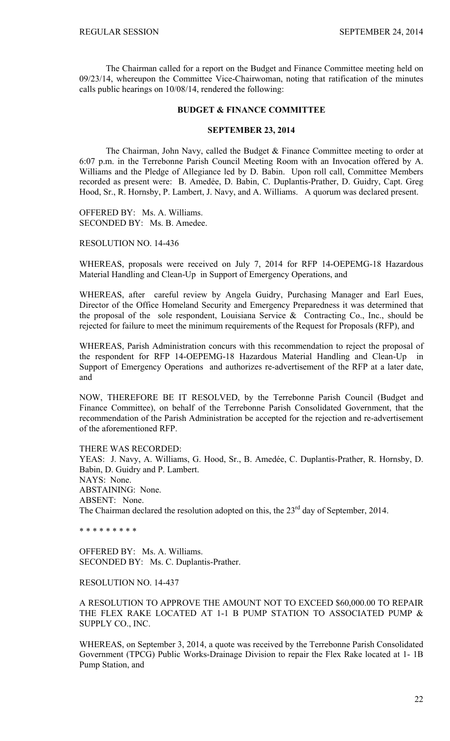The Chairman called for a report on the Budget and Finance Committee meeting held on 09/23/14, whereupon the Committee Vice-Chairwoman, noting that ratification of the minutes calls public hearings on 10/08/14, rendered the following:

**BUDGET & FINANCE COMMITTEE**

**SEPTEMBER 23, 2014**

The Chairman, John Navy, called the Budget & Finance Committee meeting to order at 6:07 p.m. in the Terrebonne Parish Council Meeting Room with an Invocation offered by A. Williams and the Pledge of Allegiance led by D. Babin. Upon roll call, Committee Members recorded as present were: B. Amedée, D. Babin, C. Duplantis-Prather, D. Guidry, Capt. Greg Hood, Sr., R. Hornsby, P. Lambert, J. Navy, and A. Williams. A quorum was declared present.

OFFERED BY: Ms. A. Williams.
SECONDED BY: Ms. B. Amedee.

RESOLUTION NO. 14-436

WHEREAS, proposals were received on July 7, 2014 for RFP 14-OEPEMG-18 Hazardous Material Handling and Clean-Up in Support of Emergency Operations, and

WHEREAS, after careful review by Angela Guidry, Purchasing Manager and Earl Eues, Director of the Office Homeland Security and Emergency Preparedness it was determined that the proposal of the sole respondent, Louisiana Service & Contracting Co., Inc., should be rejected for failure to meet the minimum requirements of the Request for Proposals (RFP), and

WHEREAS, Parish Administration concurs with this recommendation to reject the proposal of the respondent for RFP 14-OEPEMG-18 Hazardous Material Handling and Clean-Up in Support of Emergency Operations and authorizes re-advertisement of the RFP at a later date, and

NOW, THEREFORE BE IT RESOLVED, by the Terrebonne Parish Council (Budget and Finance Committee), on behalf of the Terrebonne Parish Consolidated Government, that the recommendation of the Parish Administration be accepted for the rejection and re-advertisement of the aforementioned RFP.

THERE WAS RECORDED:
YEAS: J. Navy, A. Williams, G. Hood, Sr., B. Amedée, C. Duplantis-Prather, R. Hornsby, D. Babin, D. Guidry and P. Lambert.
NAYS: None.
ABSTAINING: None.
ABSENT: None.
The Chairman declared the resolution adopted on this, the 23rd day of September, 2014.

\* \* \* \* \* \* \* \* \*

OFFERED BY: Ms. A. Williams.
SECONDED BY: Ms. C. Duplantis-Prather.

RESOLUTION NO. 14-437

A RESOLUTION TO APPROVE THE AMOUNT NOT TO EXCEED $60,000.00 TO REPAIR THE FLEX RAKE LOCATED AT 1-1 B PUMP STATION TO ASSOCIATED PUMP & SUPPLY CO., INC.

WHEREAS, on September 3, 2014, a quote was received by the Terrebonne Parish Consolidated Government (TPCG) Public Works-Drainage Division to repair the Flex Rake located at 1- 1B Pump Station, and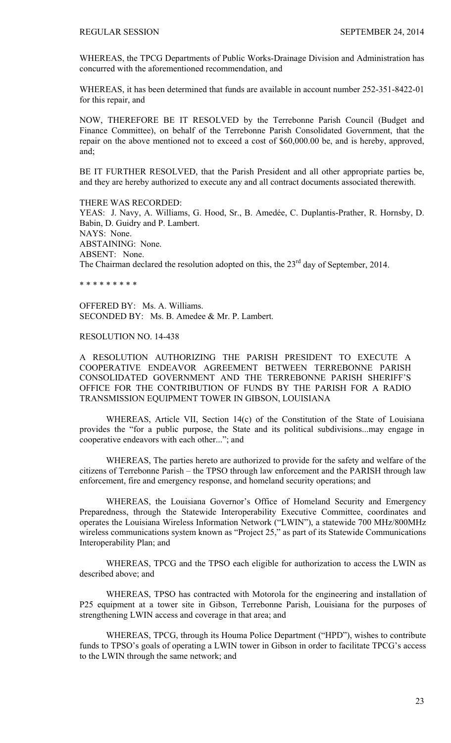WHEREAS, the TPCG Departments of Public Works-Drainage Division and Administration has concurred with the aforementioned recommendation, and

WHEREAS, it has been determined that funds are available in account number 252-351-8422-01 for this repair, and

NOW, THEREFORE BE IT RESOLVED by the Terrebonne Parish Council (Budget and Finance Committee), on behalf of the Terrebonne Parish Consolidated Government, that the repair on the above mentioned not to exceed a cost of $60,000.00 be, and is hereby, approved, and;

BE IT FURTHER RESOLVED, that the Parish President and all other appropriate parties be, and they are hereby authorized to execute any and all contract documents associated therewith.

THERE WAS RECORDED:
YEAS: J. Navy, A. Williams, G. Hood, Sr., B. Amedée, C. Duplantis-Prather, R. Hornsby, D. Babin, D. Guidry and P. Lambert.
NAYS: None.
ABSTAINING: None.
ABSENT: None.
The Chairman declared the resolution adopted on this, the 23rd day of September, 2014.

* * * * * * * * *

OFFERED BY: Ms. A. Williams.
SECONDED BY: Ms. B. Amedee & Mr. P. Lambert.

RESOLUTION NO. 14-438

A RESOLUTION AUTHORIZING THE PARISH PRESIDENT TO EXECUTE A COOPERATIVE ENDEAVOR AGREEMENT BETWEEN TERREBONNE PARISH CONSOLIDATED GOVERNMENT AND THE TERREBONNE PARISH SHERIFF'S OFFICE FOR THE CONTRIBUTION OF FUNDS BY THE PARISH FOR A RADIO TRANSMISSION EQUIPMENT TOWER IN GIBSON, LOUISIANA

WHEREAS, Article VII, Section 14(c) of the Constitution of the State of Louisiana provides the "for a public purpose, the State and its political subdivisions...may engage in cooperative endeavors with each other..."; and

WHEREAS, The parties hereto are authorized to provide for the safety and welfare of the citizens of Terrebonne Parish – the TPSO through law enforcement and the PARISH through law enforcement, fire and emergency response, and homeland security operations; and

WHEREAS, the Louisiana Governor's Office of Homeland Security and Emergency Preparedness, through the Statewide Interoperability Executive Committee, coordinates and operates the Louisiana Wireless Information Network ("LWIN"), a statewide 700 MHz/800MHz wireless communications system known as "Project 25," as part of its Statewide Communications Interoperability Plan; and

WHEREAS, TPCG and the TPSO each eligible for authorization to access the LWIN as described above; and

WHEREAS, TPSO has contracted with Motorola for the engineering and installation of P25 equipment at a tower site in Gibson, Terrebonne Parish, Louisiana for the purposes of strengthening LWIN access and coverage in that area; and

WHEREAS, TPCG, through its Houma Police Department ("HPD"), wishes to contribute funds to TPSO's goals of operating a LWIN tower in Gibson in order to facilitate TPCG's access to the LWIN through the same network; and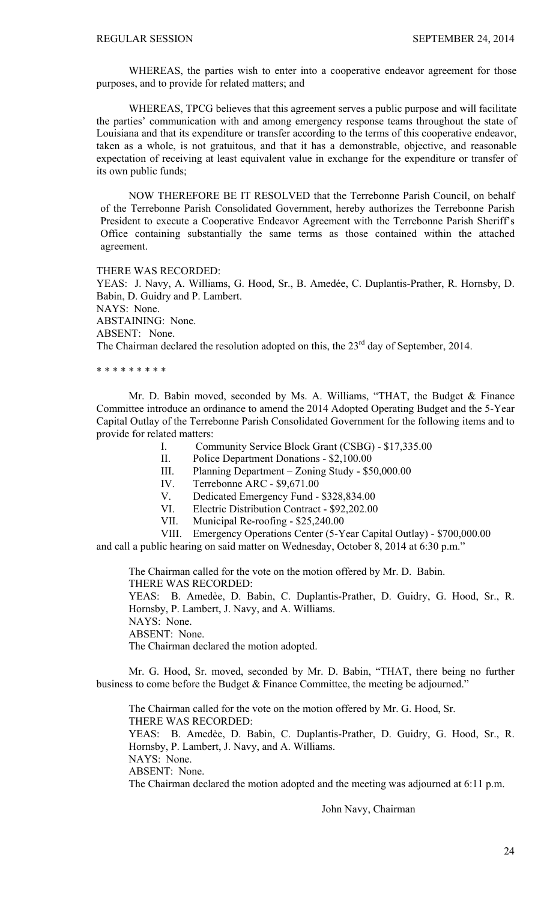WHEREAS, the parties wish to enter into a cooperative endeavor agreement for those purposes, and to provide for related matters; and

WHEREAS, TPCG believes that this agreement serves a public purpose and will facilitate the parties' communication with and among emergency response teams throughout the state of Louisiana and that its expenditure or transfer according to the terms of this cooperative endeavor, taken as a whole, is not gratuitous, and that it has a demonstrable, objective, and reasonable expectation of receiving at least equivalent value in exchange for the expenditure or transfer of its own public funds;

NOW THEREFORE BE IT RESOLVED that the Terrebonne Parish Council, on behalf of the Terrebonne Parish Consolidated Government, hereby authorizes the Terrebonne Parish President to execute a Cooperative Endeavor Agreement with the Terrebonne Parish Sheriff's Office containing substantially the same terms as those contained within the attached agreement.

THERE WAS RECORDED:
YEAS: J. Navy, A. Williams, G. Hood, Sr., B. Amedée, C. Duplantis-Prather, R. Hornsby, D. Babin, D. Guidry and P. Lambert.
NAYS: None.
ABSTAINING: None.
ABSENT: None.
The Chairman declared the resolution adopted on this, the 23rd day of September, 2014.

* * * * * * * * *

Mr. D. Babin moved, seconded by Ms. A. Williams, "THAT, the Budget & Finance Committee introduce an ordinance to amend the 2014 Adopted Operating Budget and the 5-Year Capital Outlay of the Terrebonne Parish Consolidated Government for the following items and to provide for related matters:

I. Community Service Block Grant (CSBG) - $17,335.00
II. Police Department Donations - $2,100.00
III. Planning Department – Zoning Study - $50,000.00
IV. Terrebonne ARC - $9,671.00
V. Dedicated Emergency Fund - $328,834.00
VI. Electric Distribution Contract - $92,202.00
VII. Municipal Re-roofing - $25,240.00
VIII. Emergency Operations Center (5-Year Capital Outlay) - $700,000.00

and call a public hearing on said matter on Wednesday, October 8, 2014 at 6:30 p.m."

The Chairman called for the vote on the motion offered by Mr. D. Babin.
THERE WAS RECORDED:
YEAS: B. Amedẻe, D. Babin, C. Duplantis-Prather, D. Guidry, G. Hood, Sr., R. Hornsby, P. Lambert, J. Navy, and A. Williams.
NAYS: None.
ABSENT: None.
The Chairman declared the motion adopted.

Mr. G. Hood, Sr. moved, seconded by Mr. D. Babin, "THAT, there being no further business to come before the Budget & Finance Committee, the meeting be adjourned."

The Chairman called for the vote on the motion offered by Mr. G. Hood, Sr.
THERE WAS RECORDED:
YEAS: B. Amedẻe, D. Babin, C. Duplantis-Prather, D. Guidry, G. Hood, Sr., R. Hornsby, P. Lambert, J. Navy, and A. Williams.
NAYS: None.
ABSENT: None.
The Chairman declared the motion adopted and the meeting was adjourned at 6:11 p.m.

John Navy, Chairman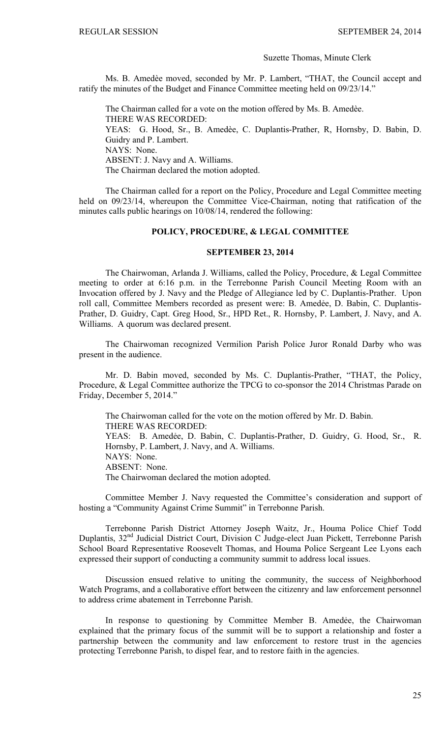Suzette Thomas, Minute Clerk

Ms. B. Amedѐe moved, seconded by Mr. P. Lambert, "THAT, the Council accept and ratify the minutes of the Budget and Finance Committee meeting held on 09/23/14."

The Chairman called for a vote on the motion offered by Ms. B. Amedѐe.
THERE WAS RECORDED:
YEAS: G. Hood, Sr., B. Amedѐe, C. Duplantis-Prather, R, Hornsby, D. Babin, D. Guidry and P. Lambert.
NAYS: None.
ABSENT: J. Navy and A. Williams.
The Chairman declared the motion adopted.

The Chairman called for a report on the Policy, Procedure and Legal Committee meeting held on 09/23/14, whereupon the Committee Vice-Chairman, noting that ratification of the minutes calls public hearings on 10/08/14, rendered the following:

## POLICY, PROCEDURE, & LEGAL COMMITTEE

### SEPTEMBER 23, 2014

The Chairwoman, Arlanda J. Williams, called the Policy, Procedure, & Legal Committee meeting to order at 6:16 p.m. in the Terrebonne Parish Council Meeting Room with an Invocation offered by J. Navy and the Pledge of Allegiance led by C. Duplantis-Prather. Upon roll call, Committee Members recorded as present were: B. Amedẻe, D. Babin, C. Duplantis-Prather, D. Guidry, Capt. Greg Hood, Sr., HPD Ret., R. Hornsby, P. Lambert, J. Navy, and A. Williams. A quorum was declared present.

The Chairwoman recognized Vermilion Parish Police Juror Ronald Darby who was present in the audience.

Mr. D. Babin moved, seconded by Ms. C. Duplantis-Prather, "THAT, the Policy, Procedure, & Legal Committee authorize the TPCG to co-sponsor the 2014 Christmas Parade on Friday, December 5, 2014."

The Chairwoman called for the vote on the motion offered by Mr. D. Babin.
THERE WAS RECORDED:
YEAS: B. Amedẻe, D. Babin, C. Duplantis-Prather, D. Guidry, G. Hood, Sr., R. Hornsby, P. Lambert, J. Navy, and A. Williams.
NAYS: None.
ABSENT: None.
The Chairwoman declared the motion adopted.

Committee Member J. Navy requested the Committee's consideration and support of hosting a "Community Against Crime Summit" in Terrebonne Parish.

Terrebonne Parish District Attorney Joseph Waitz, Jr., Houma Police Chief Todd Duplantis, 32nd Judicial District Court, Division C Judge-elect Juan Pickett, Terrebonne Parish School Board Representative Roosevelt Thomas, and Houma Police Sergeant Lee Lyons each expressed their support of conducting a community summit to address local issues.

Discussion ensued relative to uniting the community, the success of Neighborhood Watch Programs, and a collaborative effort between the citizenry and law enforcement personnel to address crime abatement in Terrebonne Parish.

In response to questioning by Committee Member B. Amedẻe, the Chairwoman explained that the primary focus of the summit will be to support a relationship and foster a partnership between the community and law enforcement to restore trust in the agencies protecting Terrebonne Parish, to dispel fear, and to restore faith in the agencies.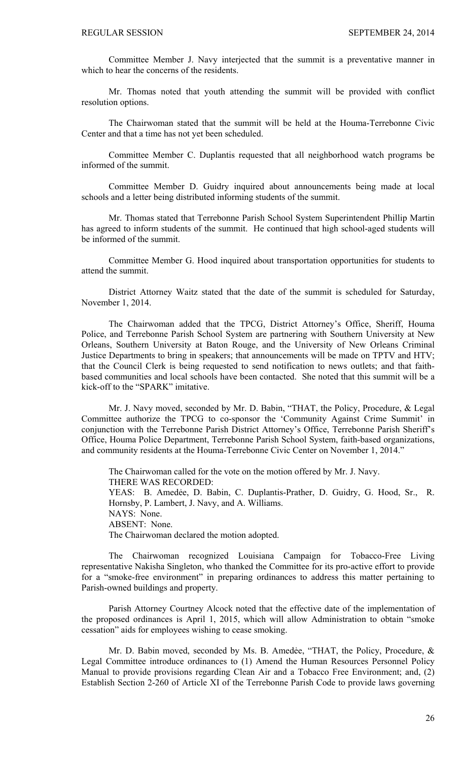Committee Member J. Navy interjected that the summit is a preventative manner in which to hear the concerns of the residents.

Mr. Thomas noted that youth attending the summit will be provided with conflict resolution options.

The Chairwoman stated that the summit will be held at the Houma-Terrebonne Civic Center and that a time has not yet been scheduled.

Committee Member C. Duplantis requested that all neighborhood watch programs be informed of the summit.

Committee Member D. Guidry inquired about announcements being made at local schools and a letter being distributed informing students of the summit.

Mr. Thomas stated that Terrebonne Parish School System Superintendent Phillip Martin has agreed to inform students of the summit. He continued that high school-aged students will be informed of the summit.

Committee Member G. Hood inquired about transportation opportunities for students to attend the summit.

District Attorney Waitz stated that the date of the summit is scheduled for Saturday, November 1, 2014.

The Chairwoman added that the TPCG, District Attorney's Office, Sheriff, Houma Police, and Terrebonne Parish School System are partnering with Southern University at New Orleans, Southern University at Baton Rouge, and the University of New Orleans Criminal Justice Departments to bring in speakers; that announcements will be made on TPTV and HTV; that the Council Clerk is being requested to send notification to news outlets; and that faith-based communities and local schools have been contacted. She noted that this summit will be a kick-off to the "SPARK" imitative.

Mr. J. Navy moved, seconded by Mr. D. Babin, "THAT, the Policy, Procedure, & Legal Committee authorize the TPCG to co-sponsor the 'Community Against Crime Summit' in conjunction with the Terrebonne Parish District Attorney's Office, Terrebonne Parish Sheriff's Office, Houma Police Department, Terrebonne Parish School System, faith-based organizations, and community residents at the Houma-Terrebonne Civic Center on November 1, 2014."

The Chairwoman called for the vote on the motion offered by Mr. J. Navy.
THERE WAS RECORDED:
YEAS: B. Amedée, D. Babin, C. Duplantis-Prather, D. Guidry, G. Hood, Sr., R. Hornsby, P. Lambert, J. Navy, and A. Williams.
NAYS: None.
ABSENT: None.
The Chairwoman declared the motion adopted.

The Chairwoman recognized Louisiana Campaign for Tobacco-Free Living representative Nakisha Singleton, who thanked the Committee for its pro-active effort to provide for a "smoke-free environment" in preparing ordinances to address this matter pertaining to Parish-owned buildings and property.

Parish Attorney Courtney Alcock noted that the effective date of the implementation of the proposed ordinances is April 1, 2015, which will allow Administration to obtain "smoke cessation" aids for employees wishing to cease smoking.

Mr. D. Babin moved, seconded by Ms. B. Amedèe, "THAT, the Policy, Procedure, & Legal Committee introduce ordinances to (1) Amend the Human Resources Personnel Policy Manual to provide provisions regarding Clean Air and a Tobacco Free Environment; and, (2) Establish Section 2-260 of Article XI of the Terrebonne Parish Code to provide laws governing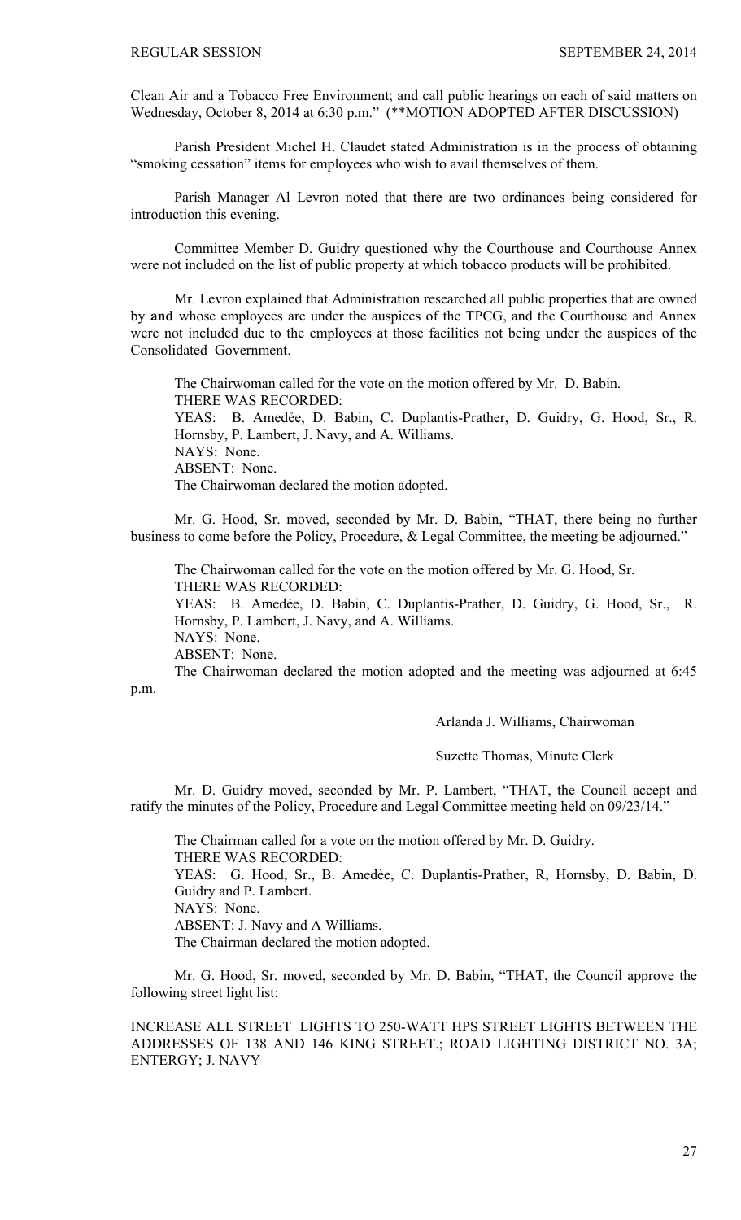Clean Air and a Tobacco Free Environment; and call public hearings on each of said matters on Wednesday, October 8, 2014 at 6:30 p.m." (**MOTION ADOPTED AFTER DISCUSSION)

Parish President Michel H. Claudet stated Administration is in the process of obtaining "smoking cessation" items for employees who wish to avail themselves of them.

Parish Manager Al Levron noted that there are two ordinances being considered for introduction this evening.

Committee Member D. Guidry questioned why the Courthouse and Courthouse Annex were not included on the list of public property at which tobacco products will be prohibited.

Mr. Levron explained that Administration researched all public properties that are owned by **and** whose employees are under the auspices of the TPCG, and the Courthouse and Annex were not included due to the employees at those facilities not being under the auspices of the Consolidated Government.

The Chairwoman called for the vote on the motion offered by Mr. D. Babin.
THERE WAS RECORDED:
YEAS: B. Amedẻe, D. Babin, C. Duplantis-Prather, D. Guidry, G. Hood, Sr., R. Hornsby, P. Lambert, J. Navy, and A. Williams.
NAYS: None.
ABSENT: None.
The Chairwoman declared the motion adopted.

Mr. G. Hood, Sr. moved, seconded by Mr. D. Babin, "THAT, there being no further business to come before the Policy, Procedure, & Legal Committee, the meeting be adjourned."

The Chairwoman called for the vote on the motion offered by Mr. G. Hood, Sr.
THERE WAS RECORDED:
YEAS: B. Amedẻe, D. Babin, C. Duplantis-Prather, D. Guidry, G. Hood, Sr., R. Hornsby, P. Lambert, J. Navy, and A. Williams.
NAYS: None.
ABSENT: None.
The Chairwoman declared the motion adopted and the meeting was adjourned at 6:45 p.m.

Arlanda J. Williams, Chairwoman

Suzette Thomas, Minute Clerk

Mr. D. Guidry moved, seconded by Mr. P. Lambert, "THAT, the Council accept and ratify the minutes of the Policy, Procedure and Legal Committee meeting held on 09/23/14."

The Chairman called for a vote on the motion offered by Mr. D. Guidry.
THERE WAS RECORDED:
YEAS: G. Hood, Sr., B. Amedѐe, C. Duplantis-Prather, R, Hornsby, D. Babin, D. Guidry and P. Lambert.
NAYS: None.
ABSENT: J. Navy and A Williams.
The Chairman declared the motion adopted.

Mr. G. Hood, Sr. moved, seconded by Mr. D. Babin, "THAT, the Council approve the following street light list:

INCREASE ALL STREET LIGHTS TO 250-WATT HPS STREET LIGHTS BETWEEN THE ADDRESSES OF 138 AND 146 KING STREET.; ROAD LIGHTING DISTRICT NO. 3A; ENTERGY; J. NAVY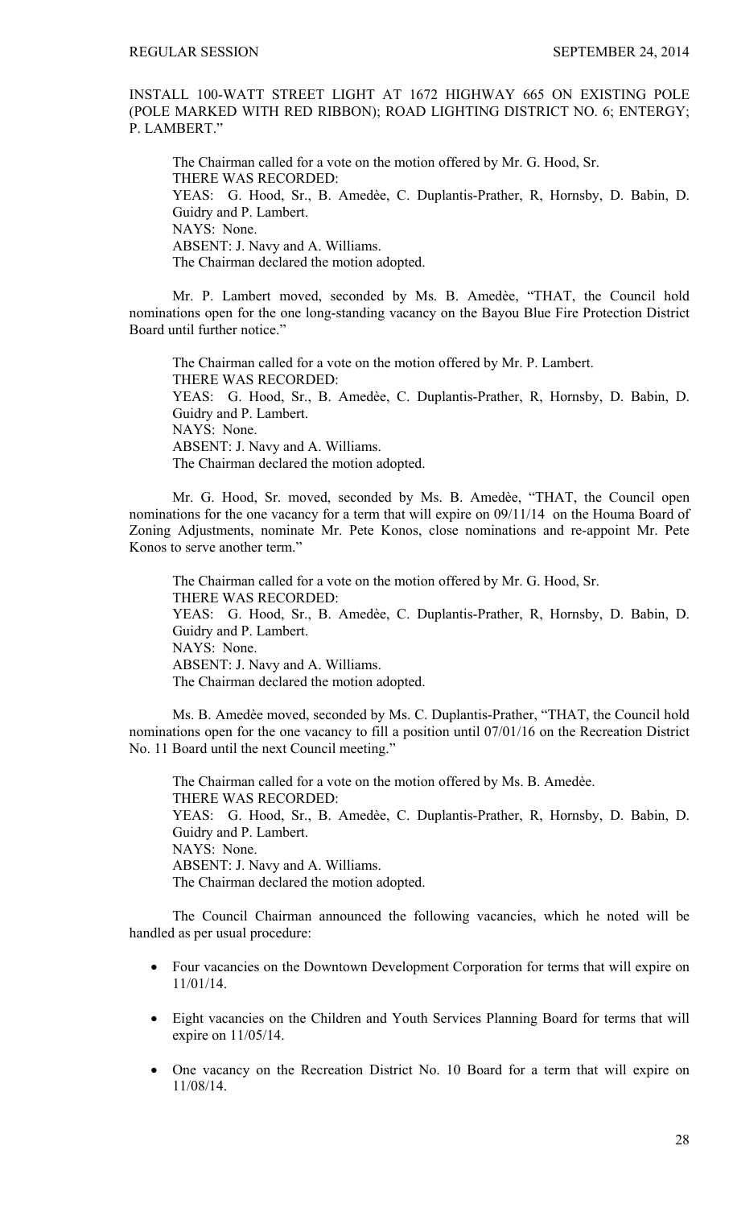INSTALL 100-WATT STREET LIGHT AT 1672 HIGHWAY 665 ON EXISTING POLE (POLE MARKED WITH RED RIBBON); ROAD LIGHTING DISTRICT NO. 6; ENTERGY; P. LAMBERT."

The Chairman called for a vote on the motion offered by Mr. G. Hood, Sr.
THERE WAS RECORDED:
YEAS: G. Hood, Sr., B. Amedèe, C. Duplantis-Prather, R, Hornsby, D. Babin, D. Guidry and P. Lambert.
NAYS: None.
ABSENT: J. Navy and A. Williams.
The Chairman declared the motion adopted.

Mr. P. Lambert moved, seconded by Ms. B. Amedèe, "THAT, the Council hold nominations open for the one long-standing vacancy on the Bayou Blue Fire Protection District Board until further notice."

The Chairman called for a vote on the motion offered by Mr. P. Lambert.
THERE WAS RECORDED:
YEAS: G. Hood, Sr., B. Amedèe, C. Duplantis-Prather, R, Hornsby, D. Babin, D. Guidry and P. Lambert.
NAYS: None.
ABSENT: J. Navy and A. Williams.
The Chairman declared the motion adopted.

Mr. G. Hood, Sr. moved, seconded by Ms. B. Amedèe, "THAT, the Council open nominations for the one vacancy for a term that will expire on 09/11/14 on the Houma Board of Zoning Adjustments, nominate Mr. Pete Konos, close nominations and re-appoint Mr. Pete Konos to serve another term."

The Chairman called for a vote on the motion offered by Mr. G. Hood, Sr.
THERE WAS RECORDED:
YEAS: G. Hood, Sr., B. Amedèe, C. Duplantis-Prather, R, Hornsby, D. Babin, D. Guidry and P. Lambert.
NAYS: None.
ABSENT: J. Navy and A. Williams.
The Chairman declared the motion adopted.

Ms. B. Amedèe moved, seconded by Ms. C. Duplantis-Prather, "THAT, the Council hold nominations open for the one vacancy to fill a position until 07/01/16 on the Recreation District No. 11 Board until the next Council meeting."

The Chairman called for a vote on the motion offered by Ms. B. Amedèe.
THERE WAS RECORDED:
YEAS: G. Hood, Sr., B. Amedèe, C. Duplantis-Prather, R, Hornsby, D. Babin, D. Guidry and P. Lambert.
NAYS: None.
ABSENT: J. Navy and A. Williams.
The Chairman declared the motion adopted.

The Council Chairman announced the following vacancies, which he noted will be handled as per usual procedure:

- Four vacancies on the Downtown Development Corporation for terms that will expire on 11/01/14.
- Eight vacancies on the Children and Youth Services Planning Board for terms that will expire on 11/05/14.
- One vacancy on the Recreation District No. 10 Board for a term that will expire on 11/08/14.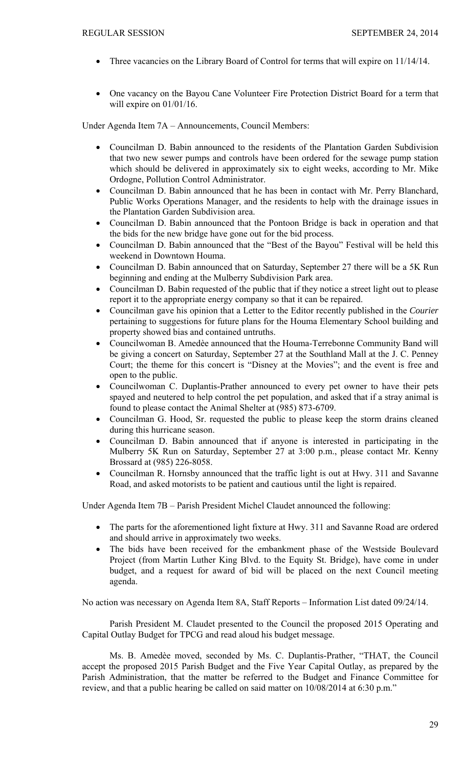- Three vacancies on the Library Board of Control for terms that will expire on 11/14/14.

- One vacancy on the Bayou Cane Volunteer Fire Protection District Board for a term that will expire on 01/01/16.

Under Agenda Item 7A – Announcements, Council Members:

- Councilman D. Babin announced to the residents of the Plantation Garden Subdivision that two new sewer pumps and controls have been ordered for the sewage pump station which should be delivered in approximately six to eight weeks, according to Mr. Mike Ordogne, Pollution Control Administrator.
- Councilman D. Babin announced that he has been in contact with Mr. Perry Blanchard, Public Works Operations Manager, and the residents to help with the drainage issues in the Plantation Garden Subdivision area.
- Councilman D. Babin announced that the Pontoon Bridge is back in operation and that the bids for the new bridge have gone out for the bid process.
- Councilman D. Babin announced that the "Best of the Bayou" Festival will be held this weekend in Downtown Houma.
- Councilman D. Babin announced that on Saturday, September 27 there will be a 5K Run beginning and ending at the Mulberry Subdivision Park area.
- Councilman D. Babin requested of the public that if they notice a street light out to please report it to the appropriate energy company so that it can be repaired.
- Councilman gave his opinion that a Letter to the Editor recently published in the *Courier* pertaining to suggestions for future plans for the Houma Elementary School building and property showed bias and contained untruths.
- Councilwoman B. Amedèe announced that the Houma-Terrebonne Community Band will be giving a concert on Saturday, September 27 at the Southland Mall at the J. C. Penney Court; the theme for this concert is "Disney at the Movies"; and the event is free and open to the public.
- Councilwoman C. Duplantis-Prather announced to every pet owner to have their pets spayed and neutered to help control the pet population, and asked that if a stray animal is found to please contact the Animal Shelter at (985) 873-6709.
- Councilman G. Hood, Sr. requested the public to please keep the storm drains cleaned during this hurricane season.
- Councilman D. Babin announced that if anyone is interested in participating in the Mulberry 5K Run on Saturday, September 27 at 3:00 p.m., please contact Mr. Kenny Brossard at (985) 226-8058.
- Councilman R. Hornsby announced that the traffic light is out at Hwy. 311 and Savanne Road, and asked motorists to be patient and cautious until the light is repaired.

Under Agenda Item 7B – Parish President Michel Claudet announced the following:

- The parts for the aforementioned light fixture at Hwy. 311 and Savanne Road are ordered and should arrive in approximately two weeks.
- The bids have been received for the embankment phase of the Westside Boulevard Project (from Martin Luther King Blvd. to the Equity St. Bridge), have come in under budget, and a request for award of bid will be placed on the next Council meeting agenda.

No action was necessary on Agenda Item 8A, Staff Reports – Information List dated 09/24/14.

Parish President M. Claudet presented to the Council the proposed 2015 Operating and Capital Outlay Budget for TPCG and read aloud his budget message.

Ms. B. Amedèe moved, seconded by Ms. C. Duplantis-Prather, "THAT, the Council accept the proposed 2015 Parish Budget and the Five Year Capital Outlay, as prepared by the Parish Administration, that the matter be referred to the Budget and Finance Committee for review, and that a public hearing be called on said matter on 10/08/2014 at 6:30 p.m."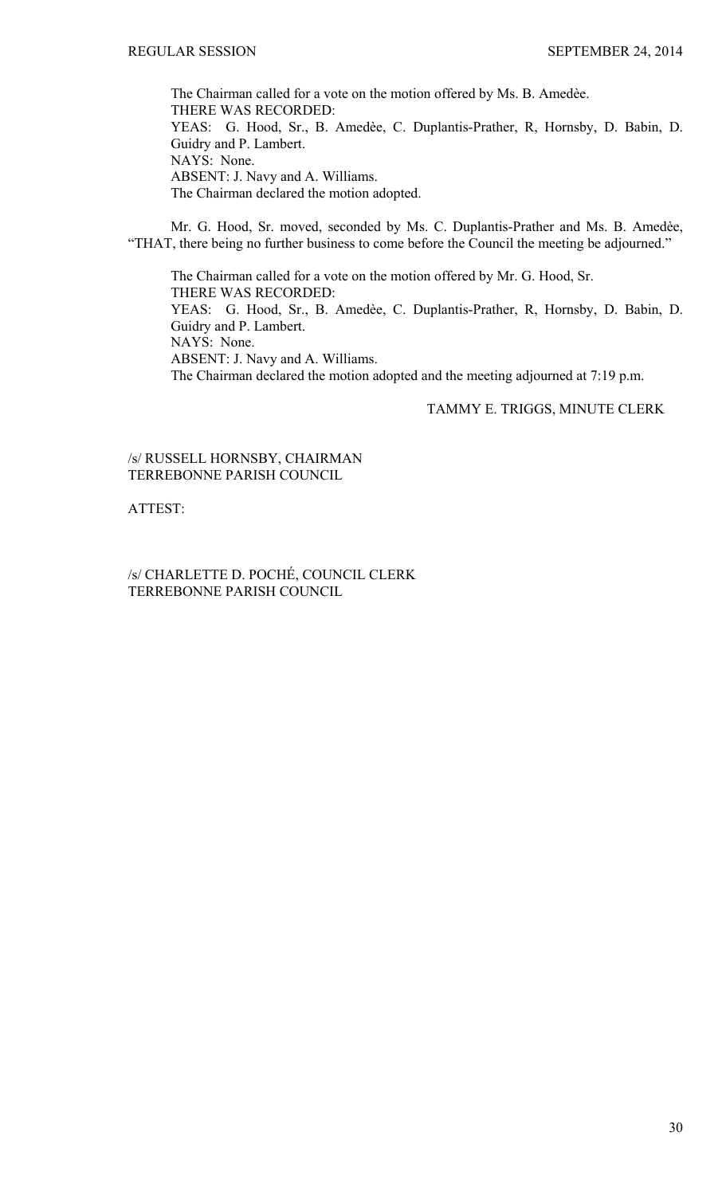The Chairman called for a vote on the motion offered by Ms. B. Amedèe.

THERE WAS RECORDED:

YEAS: G. Hood, Sr., B. Amedèe, C. Duplantis-Prather, R, Hornsby, D. Babin, D. Guidry and P. Lambert.

NAYS: None.

ABSENT: J. Navy and A. Williams.

The Chairman declared the motion adopted.

Mr. G. Hood, Sr. moved, seconded by Ms. C. Duplantis-Prather and Ms. B. Amedèe, "THAT, there being no further business to come before the Council the meeting be adjourned."

The Chairman called for a vote on the motion offered by Mr. G. Hood, Sr.

THERE WAS RECORDED:

YEAS: G. Hood, Sr., B. Amedèe, C. Duplantis-Prather, R, Hornsby, D. Babin, D. Guidry and P. Lambert.

NAYS: None.

ABSENT: J. Navy and A. Williams.

The Chairman declared the motion adopted and the meeting adjourned at 7:19 p.m.

TAMMY E. TRIGGS, MINUTE CLERK

/s/ RUSSELL HORNSBY, CHAIRMAN
TERREBONNE PARISH COUNCIL

ATTEST:

/s/ CHARLETTE D. POCHÉ, COUNCIL CLERK
TERREBONNE PARISH COUNCIL